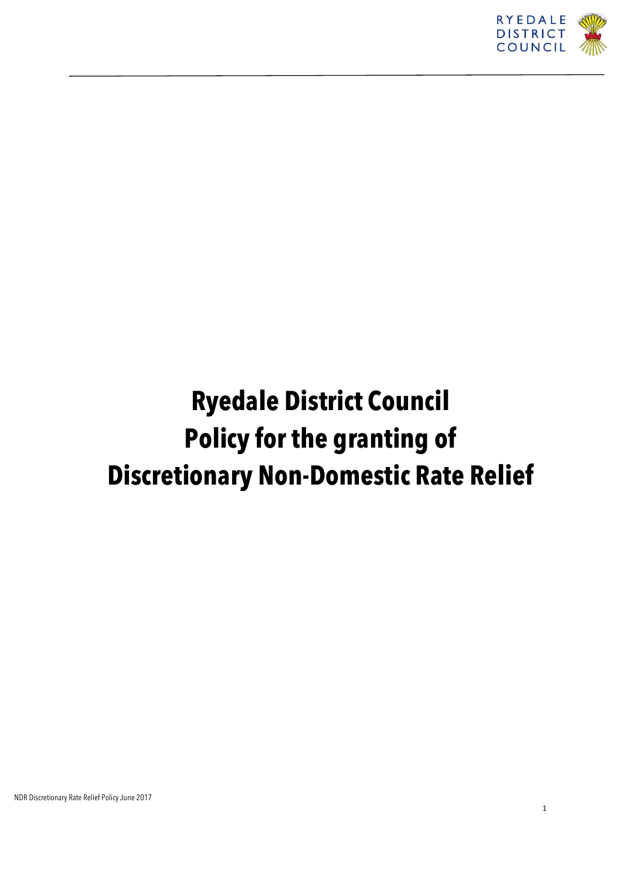# Ryedale District Council Policy for the granting of Discretionary Non-Domestic Rate Relief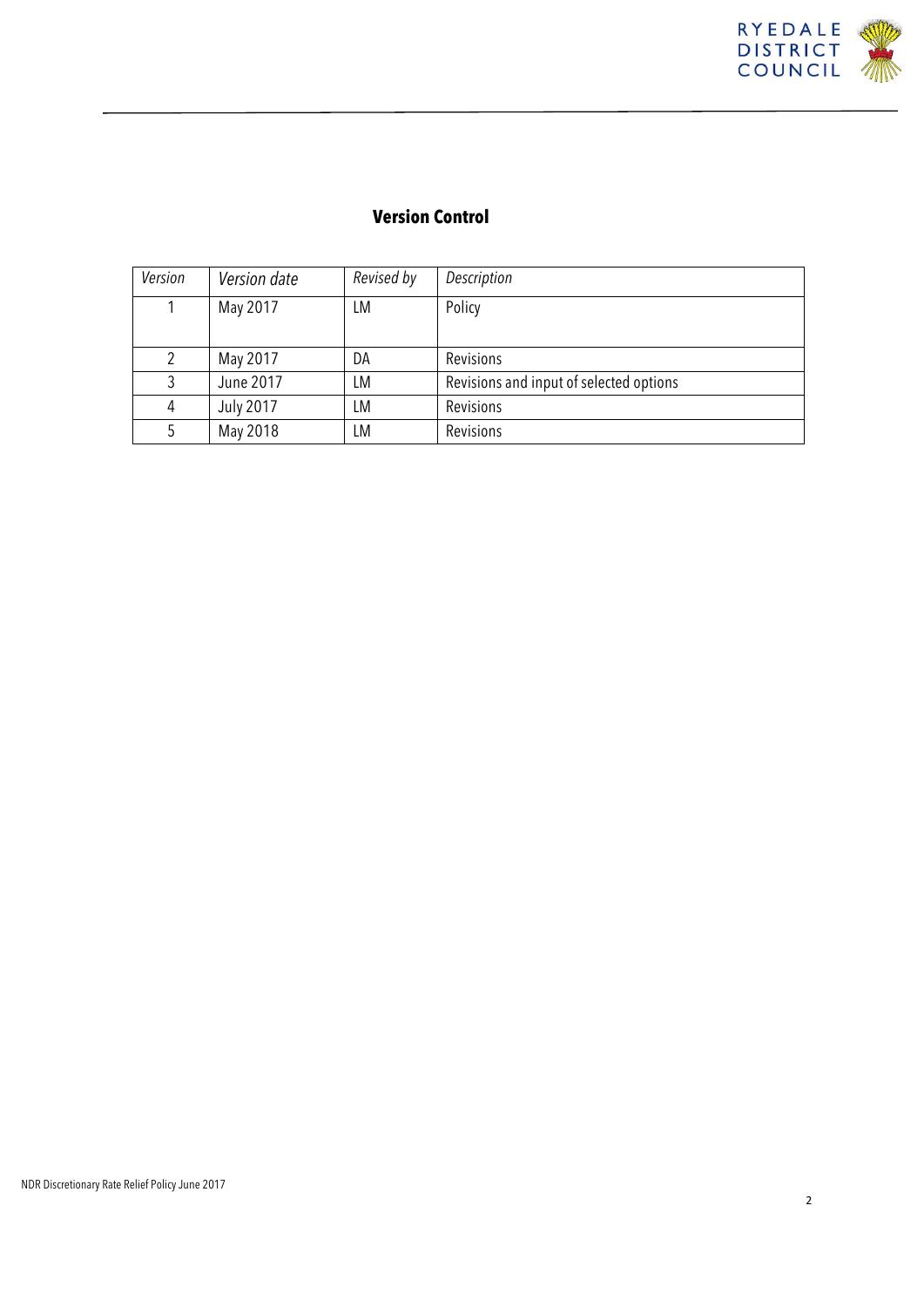## Version Control

| *Version* | *Version date* | *Revised by* | *Description* |
|---|---|---|---|
| 1 | May 2017 | LM | Policy |
| 2 | May 2017 | DA | Revisions |
| 3 | June 2017 | LM | Revisions and input of selected options |
| 4 | July 2017 | LM | Revisions |
| 5 | May 2018 | LM | Revisions |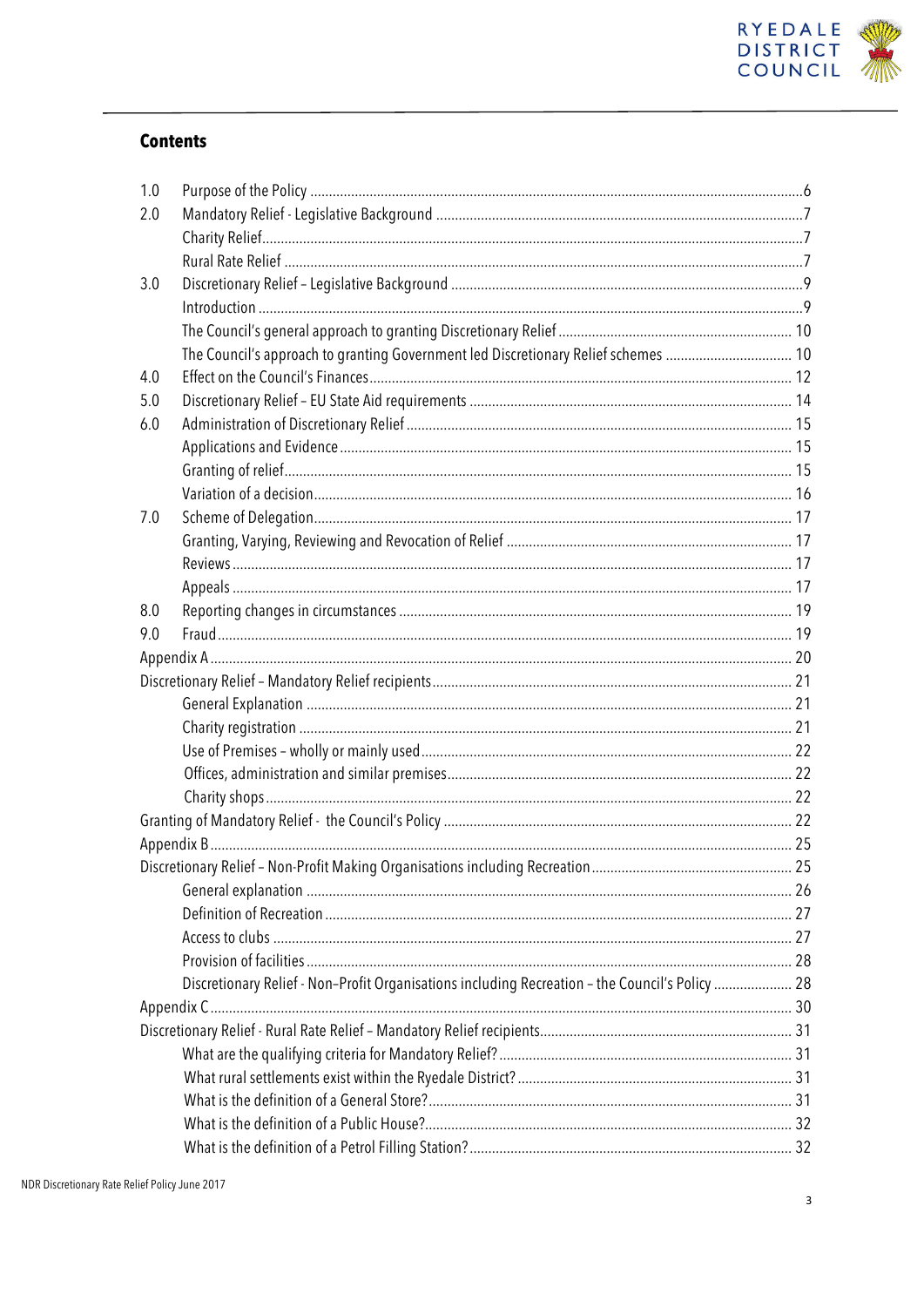## Contents

| | | |
|---|---|---|
| 1.0 | Purpose of the Policy | 6 |
| 2.0 | Mandatory Relief - Legislative Background | 7 |
| | Charity Relief | 7 |
| | Rural Rate Relief | 7 |
| 3.0 | Discretionary Relief – Legislative Background | 9 |
| | Introduction | 9 |
| | The Council's general approach to granting Discretionary Relief | 10 |
| | The Council's approach to granting Government led Discretionary Relief schemes | 10 |
| 4.0 | Effect on the Council's Finances | 12 |
| 5.0 | Discretionary Relief – EU State Aid requirements | 14 |
| 6.0 | Administration of Discretionary Relief | 15 |
| | Applications and Evidence | 15 |
| | Granting of relief | 15 |
| | Variation of a decision | 16 |
| 7.0 | Scheme of Delegation | 17 |
| | Granting, Varying, Reviewing and Revocation of Relief | 17 |
| | Reviews | 17 |
| | Appeals | 17 |
| 8.0 | Reporting changes in circumstances | 19 |
| 9.0 | Fraud | 19 |
| Appendix A | | 20 |
| Discretionary Relief – Mandatory Relief recipients | | 21 |
| | General Explanation | 21 |
| | Charity registration | 21 |
| | Use of Premises – wholly or mainly used | 22 |
| | Offices, administration and similar premises | 22 |
| | Charity shops | 22 |
| Granting of Mandatory Relief - the Council's Policy | | 22 |
| Appendix B | | 25 |
| Discretionary Relief – Non-Profit Making Organisations including Recreation | | 25 |
| | General explanation | 26 |
| | Definition of Recreation | 27 |
| | Access to clubs | 27 |
| | Provision of facilities | 28 |
| | Discretionary Relief - Non–Profit Organisations including Recreation – the Council's Policy | 28 |
| Appendix C | | 30 |
| Discretionary Relief - Rural Rate Relief – Mandatory Relief recipients | | 31 |
| | What are the qualifying criteria for Mandatory Relief? | 31 |
| | What rural settlements exist within the Ryedale District? | 31 |
| | What is the definition of a General Store? | 31 |
| | What is the definition of a Public House? | 32 |
| | What is the definition of a Petrol Filling Station? | 32 |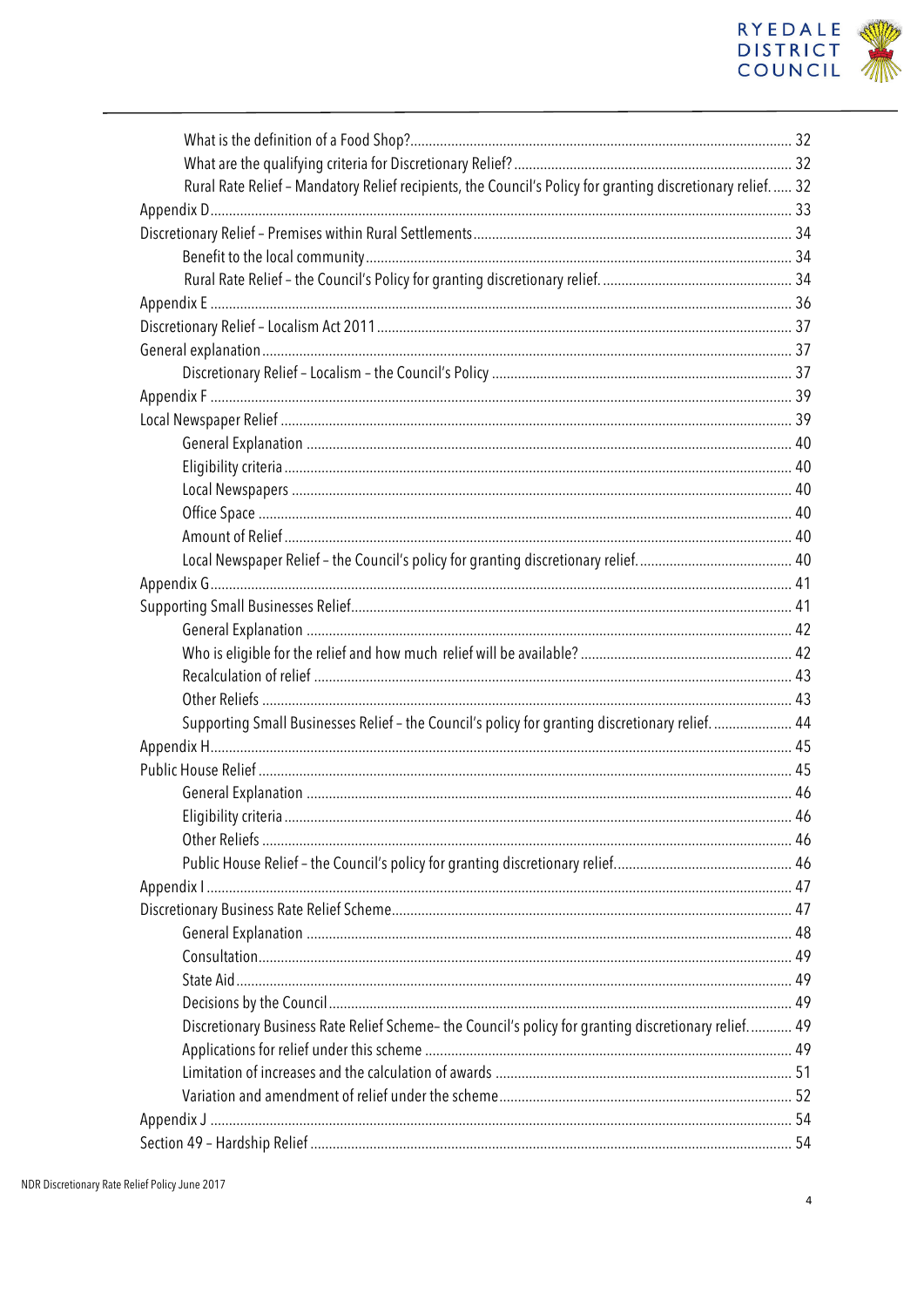What is the definition of a Food Shop? ..... 32
What are the qualifying criteria for Discretionary Relief? ..... 32
Rural Rate Relief – Mandatory Relief recipients, the Council's Policy for granting discretionary relief. ..... 32
Appendix D ..... 33
Discretionary Relief – Premises within Rural Settlements ..... 34
Benefit to the local community ..... 34
Rural Rate Relief – the Council's Policy for granting discretionary relief. ..... 34
Appendix E ..... 36
Discretionary Relief – Localism Act 2011 ..... 37
General explanation ..... 37
Discretionary Relief – Localism – the Council's Policy ..... 37
Appendix F ..... 39
Local Newspaper Relief ..... 39
General Explanation ..... 40
Eligibility criteria ..... 40
Local Newspapers ..... 40
Office Space ..... 40
Amount of Relief ..... 40
Local Newspaper Relief – the Council's policy for granting discretionary relief. ..... 40
Appendix G ..... 41
Supporting Small Businesses Relief ..... 41
General Explanation ..... 42
Who is eligible for the relief and how much relief will be available? ..... 42
Recalculation of relief ..... 43
Other Reliefs ..... 43
Supporting Small Businesses Relief – the Council's policy for granting discretionary relief. ..... 44
Appendix H ..... 45
Public House Relief ..... 45
General Explanation ..... 46
Eligibility criteria ..... 46
Other Reliefs ..... 46
Public House Relief – the Council's policy for granting discretionary relief. ..... 46
Appendix I ..... 47
Discretionary Business Rate Relief Scheme ..... 47
General Explanation ..... 48
Consultation ..... 49
State Aid ..... 49
Decisions by the Council ..... 49
Discretionary Business Rate Relief Scheme– the Council's policy for granting discretionary relief. ..... 49
Applications for relief under this scheme ..... 49
Limitation of increases and the calculation of awards ..... 51
Variation and amendment of relief under the scheme ..... 52
Appendix J ..... 54
Section 49 – Hardship Relief ..... 54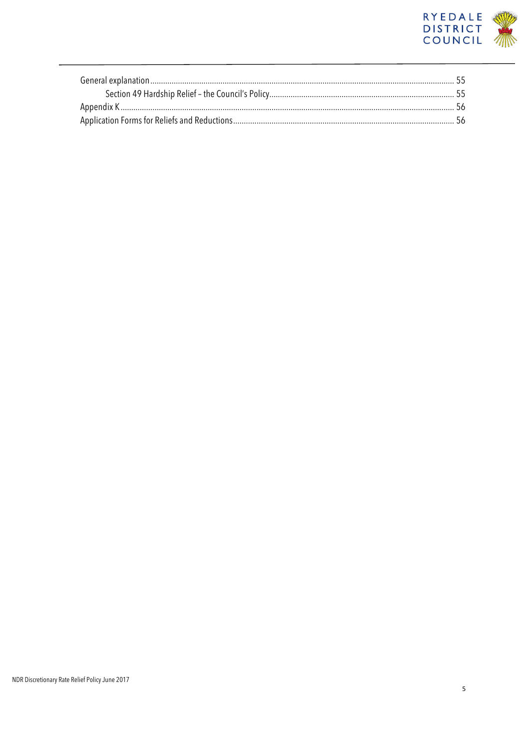General explanation ........................................................................................................................................ 55

Section 49 Hardship Relief – the Council's Policy ........................................................................................ 55

Appendix K ........................................................................................................................................................ 56

Application Forms for Reliefs and Reductions ............................................................................................ 56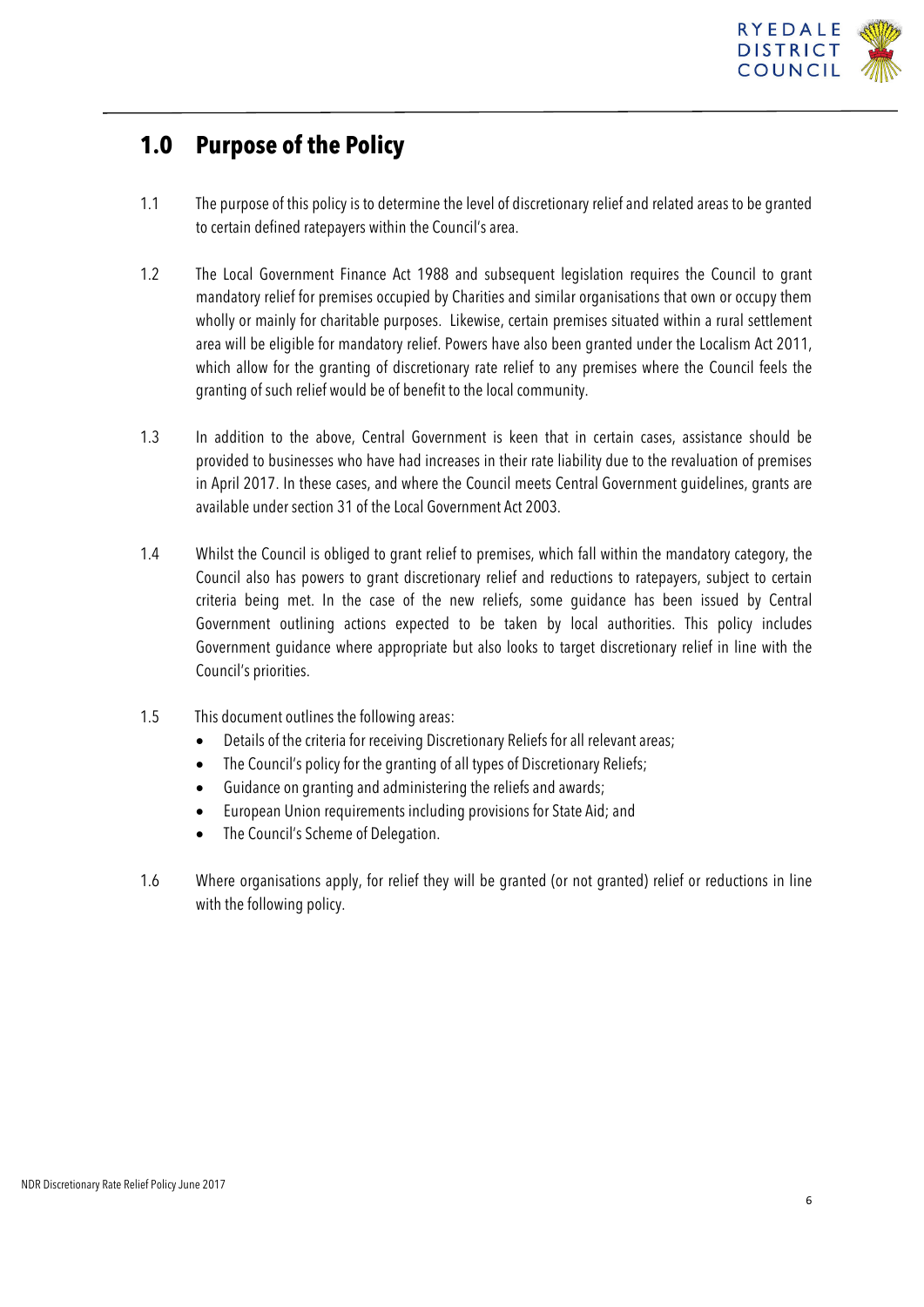## 1.0 Purpose of the Policy

1.1 The purpose of this policy is to determine the level of discretionary relief and related areas to be granted to certain defined ratepayers within the Council's area.

1.2 The Local Government Finance Act 1988 and subsequent legislation requires the Council to grant mandatory relief for premises occupied by Charities and similar organisations that own or occupy them wholly or mainly for charitable purposes. Likewise, certain premises situated within a rural settlement area will be eligible for mandatory relief. Powers have also been granted under the Localism Act 2011, which allow for the granting of discretionary rate relief to any premises where the Council feels the granting of such relief would be of benefit to the local community.

1.3 In addition to the above, Central Government is keen that in certain cases, assistance should be provided to businesses who have had increases in their rate liability due to the revaluation of premises in April 2017. In these cases, and where the Council meets Central Government guidelines, grants are available under section 31 of the Local Government Act 2003.

1.4 Whilst the Council is obliged to grant relief to premises, which fall within the mandatory category, the Council also has powers to grant discretionary relief and reductions to ratepayers, subject to certain criteria being met. In the case of the new reliefs, some guidance has been issued by Central Government outlining actions expected to be taken by local authorities. This policy includes Government guidance where appropriate but also looks to target discretionary relief in line with the Council's priorities.

1.5 This document outlines the following areas:

- Details of the criteria for receiving Discretionary Reliefs for all relevant areas;
- The Council's policy for the granting of all types of Discretionary Reliefs;
- Guidance on granting and administering the reliefs and awards;
- European Union requirements including provisions for State Aid; and
- The Council's Scheme of Delegation.

1.6 Where organisations apply, for relief they will be granted (or not granted) relief or reductions in line with the following policy.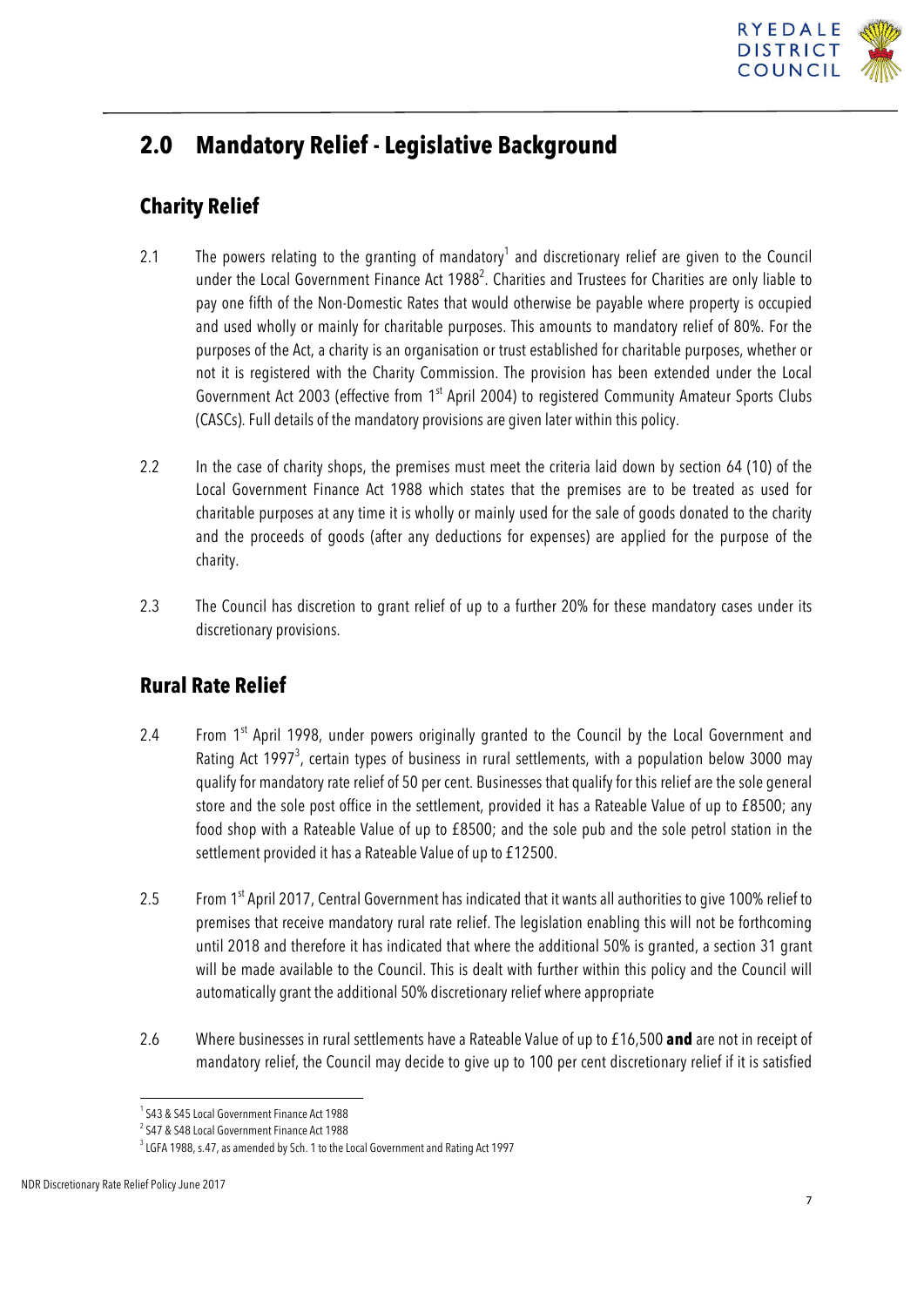## 2.0 Mandatory Relief - Legislative Background

### Charity Relief

2.1 The powers relating to the granting of mandatory[1] and discretionary relief are given to the Council under the Local Government Finance Act 1988[2]. Charities and Trustees for Charities are only liable to pay one fifth of the Non-Domestic Rates that would otherwise be payable where property is occupied and used wholly or mainly for charitable purposes. This amounts to mandatory relief of 80%. For the purposes of the Act, a charity is an organisation or trust established for charitable purposes, whether or not it is registered with the Charity Commission. The provision has been extended under the Local Government Act 2003 (effective from 1st April 2004) to registered Community Amateur Sports Clubs (CASCs). Full details of the mandatory provisions are given later within this policy.

2.2 In the case of charity shops, the premises must meet the criteria laid down by section 64 (10) of the Local Government Finance Act 1988 which states that the premises are to be treated as used for charitable purposes at any time it is wholly or mainly used for the sale of goods donated to the charity and the proceeds of goods (after any deductions for expenses) are applied for the purpose of the charity.

2.3 The Council has discretion to grant relief of up to a further 20% for these mandatory cases under its discretionary provisions.

### Rural Rate Relief

2.4 From 1st April 1998, under powers originally granted to the Council by the Local Government and Rating Act 1997[3], certain types of business in rural settlements, with a population below 3000 may qualify for mandatory rate relief of 50 per cent. Businesses that qualify for this relief are the sole general store and the sole post office in the settlement, provided it has a Rateable Value of up to £8500; any food shop with a Rateable Value of up to £8500; and the sole pub and the sole petrol station in the settlement provided it has a Rateable Value of up to £12500.

2.5 From 1st April 2017, Central Government has indicated that it wants all authorities to give 100% relief to premises that receive mandatory rural rate relief. The legislation enabling this will not be forthcoming until 2018 and therefore it has indicated that where the additional 50% is granted, a section 31 grant will be made available to the Council. This is dealt with further within this policy and the Council will automatically grant the additional 50% discretionary relief where appropriate

2.6 Where businesses in rural settlements have a Rateable Value of up to £16,500 **and** are not in receipt of mandatory relief, the Council may decide to give up to 100 per cent discretionary relief if it is satisfied

---

[1] S43 & S45 Local Government Finance Act 1988

[2] S47 & S48 Local Government Finance Act 1988

[3] LGFA 1988, s.47, as amended by Sch. 1 to the Local Government and Rating Act 1997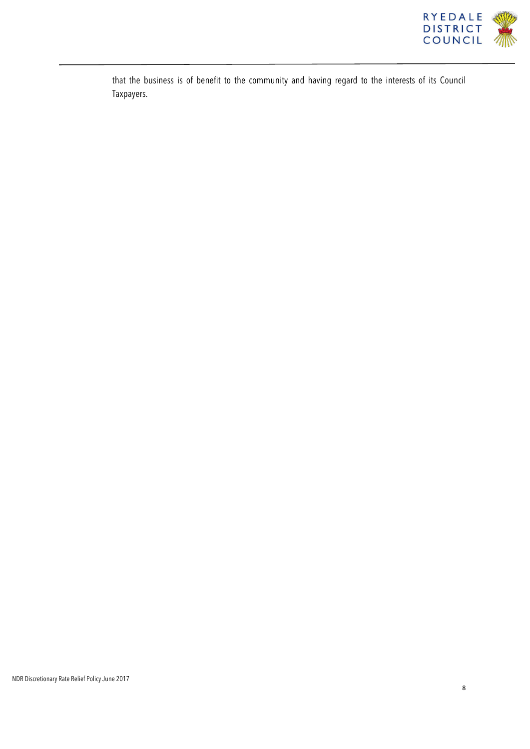that the business is of benefit to the community and having regard to the interests of its Council Taxpayers.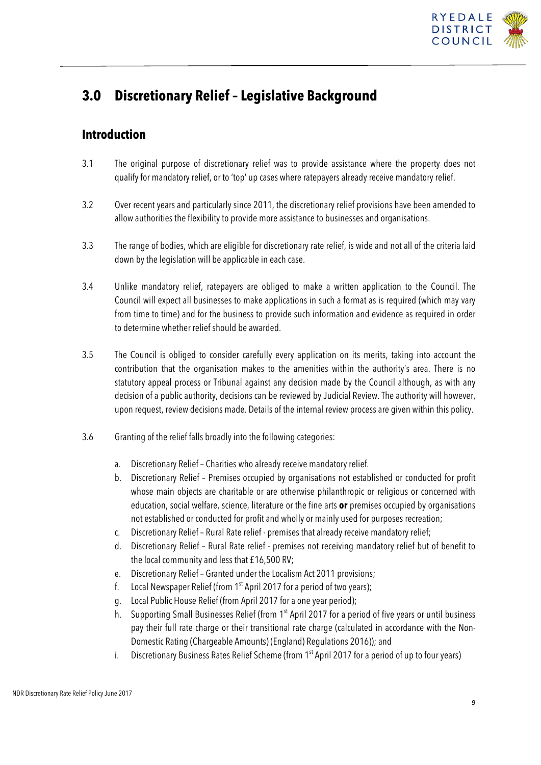## 3.0 Discretionary Relief – Legislative Background

### Introduction

3.1 The original purpose of discretionary relief was to provide assistance where the property does not qualify for mandatory relief, or to 'top' up cases where ratepayers already receive mandatory relief.

3.2 Over recent years and particularly since 2011, the discretionary relief provisions have been amended to allow authorities the flexibility to provide more assistance to businesses and organisations.

3.3 The range of bodies, which are eligible for discretionary rate relief, is wide and not all of the criteria laid down by the legislation will be applicable in each case.

3.4 Unlike mandatory relief, ratepayers are obliged to make a written application to the Council. The Council will expect all businesses to make applications in such a format as is required (which may vary from time to time) and for the business to provide such information and evidence as required in order to determine whether relief should be awarded.

3.5 The Council is obliged to consider carefully every application on its merits, taking into account the contribution that the organisation makes to the amenities within the authority's area. There is no statutory appeal process or Tribunal against any decision made by the Council although, as with any decision of a public authority, decisions can be reviewed by Judicial Review. The authority will however, upon request, review decisions made. Details of the internal review process are given within this policy.

3.6 Granting of the relief falls broadly into the following categories:

a. Discretionary Relief – Charities who already receive mandatory relief.
b. Discretionary Relief – Premises occupied by organisations not established or conducted for profit whose main objects are charitable or are otherwise philanthropic or religious or concerned with education, social welfare, science, literature or the fine arts **or** premises occupied by organisations not established or conducted for profit and wholly or mainly used for purposes recreation;
c. Discretionary Relief – Rural Rate relief - premises that already receive mandatory relief;
d. Discretionary Relief – Rural Rate relief - premises not receiving mandatory relief but of benefit to the local community and less that £16,500 RV;
e. Discretionary Relief – Granted under the Localism Act 2011 provisions;
f. Local Newspaper Relief (from 1st April 2017 for a period of two years);
g. Local Public House Relief (from April 2017 for a one year period);
h. Supporting Small Businesses Relief (from 1st April 2017 for a period of five years or until business pay their full rate charge or their transitional rate charge (calculated in accordance with the Non-Domestic Rating (Chargeable Amounts) (England) Regulations 2016)); and
i. Discretionary Business Rates Relief Scheme (from 1st April 2017 for a period of up to four years)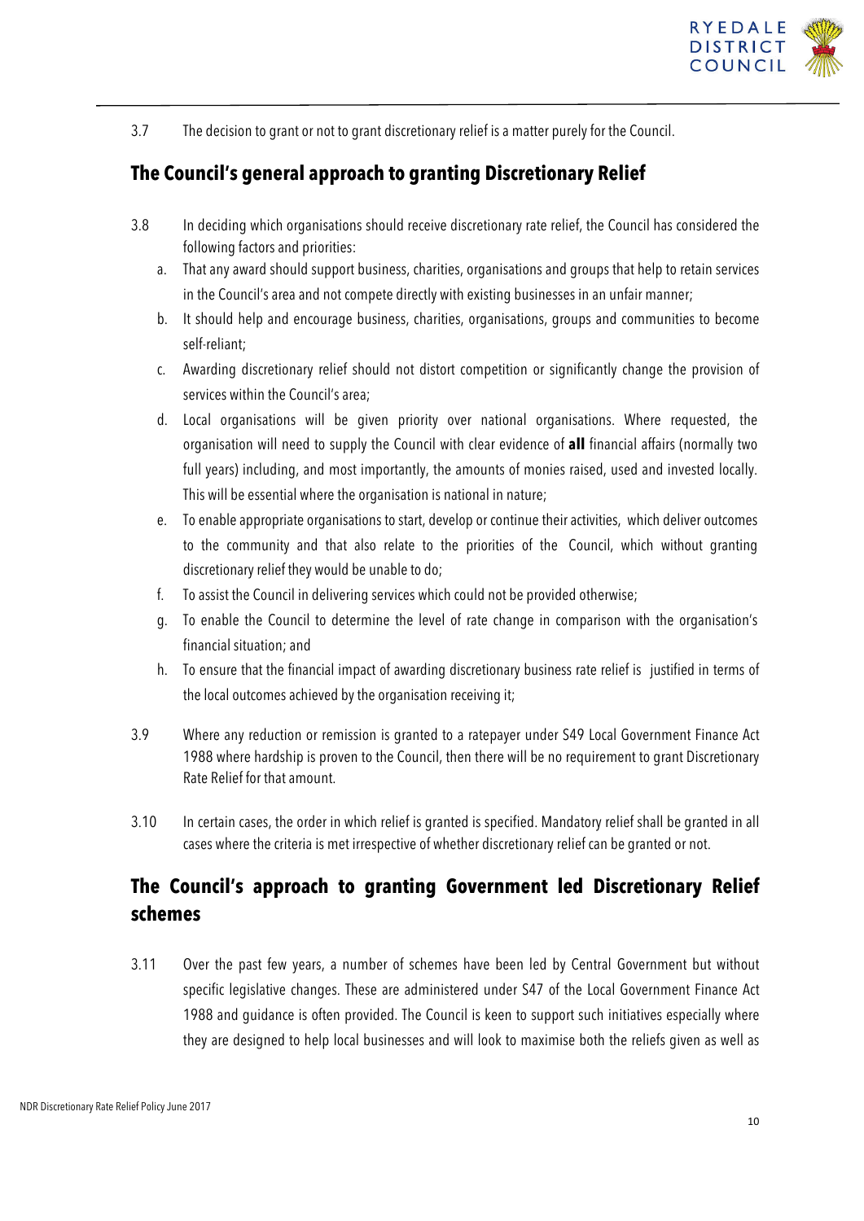3.7 The decision to grant or not to grant discretionary relief is a matter purely for the Council.

## The Council's general approach to granting Discretionary Relief

3.8 In deciding which organisations should receive discretionary rate relief, the Council has considered the following factors and priorities:

a. That any award should support business, charities, organisations and groups that help to retain services in the Council's area and not compete directly with existing businesses in an unfair manner;

b. It should help and encourage business, charities, organisations, groups and communities to become self-reliant;

c. Awarding discretionary relief should not distort competition or significantly change the provision of services within the Council's area;

d. Local organisations will be given priority over national organisations. Where requested, the organisation will need to supply the Council with clear evidence of **all** financial affairs (normally two full years) including, and most importantly, the amounts of monies raised, used and invested locally. This will be essential where the organisation is national in nature;

e. To enable appropriate organisations to start, develop or continue their activities, which deliver outcomes to the community and that also relate to the priorities of the Council, which without granting discretionary relief they would be unable to do;

f. To assist the Council in delivering services which could not be provided otherwise;

g. To enable the Council to determine the level of rate change in comparison with the organisation's financial situation; and

h. To ensure that the financial impact of awarding discretionary business rate relief is justified in terms of the local outcomes achieved by the organisation receiving it;

3.9 Where any reduction or remission is granted to a ratepayer under S49 Local Government Finance Act 1988 where hardship is proven to the Council, then there will be no requirement to grant Discretionary Rate Relief for that amount.

3.10 In certain cases, the order in which relief is granted is specified. Mandatory relief shall be granted in all cases where the criteria is met irrespective of whether discretionary relief can be granted or not.

## The Council's approach to granting Government led Discretionary Relief schemes

3.11 Over the past few years, a number of schemes have been led by Central Government but without specific legislative changes. These are administered under S47 of the Local Government Finance Act 1988 and guidance is often provided. The Council is keen to support such initiatives especially where they are designed to help local businesses and will look to maximise both the reliefs given as well as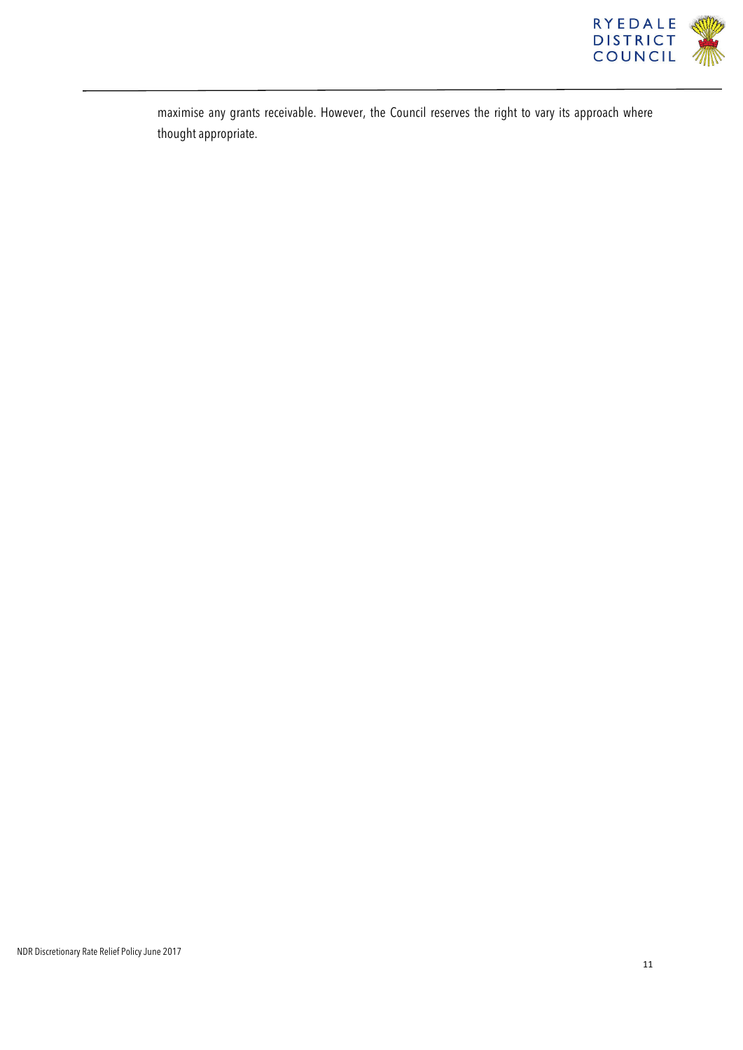maximise any grants receivable. However, the Council reserves the right to vary its approach where thought appropriate.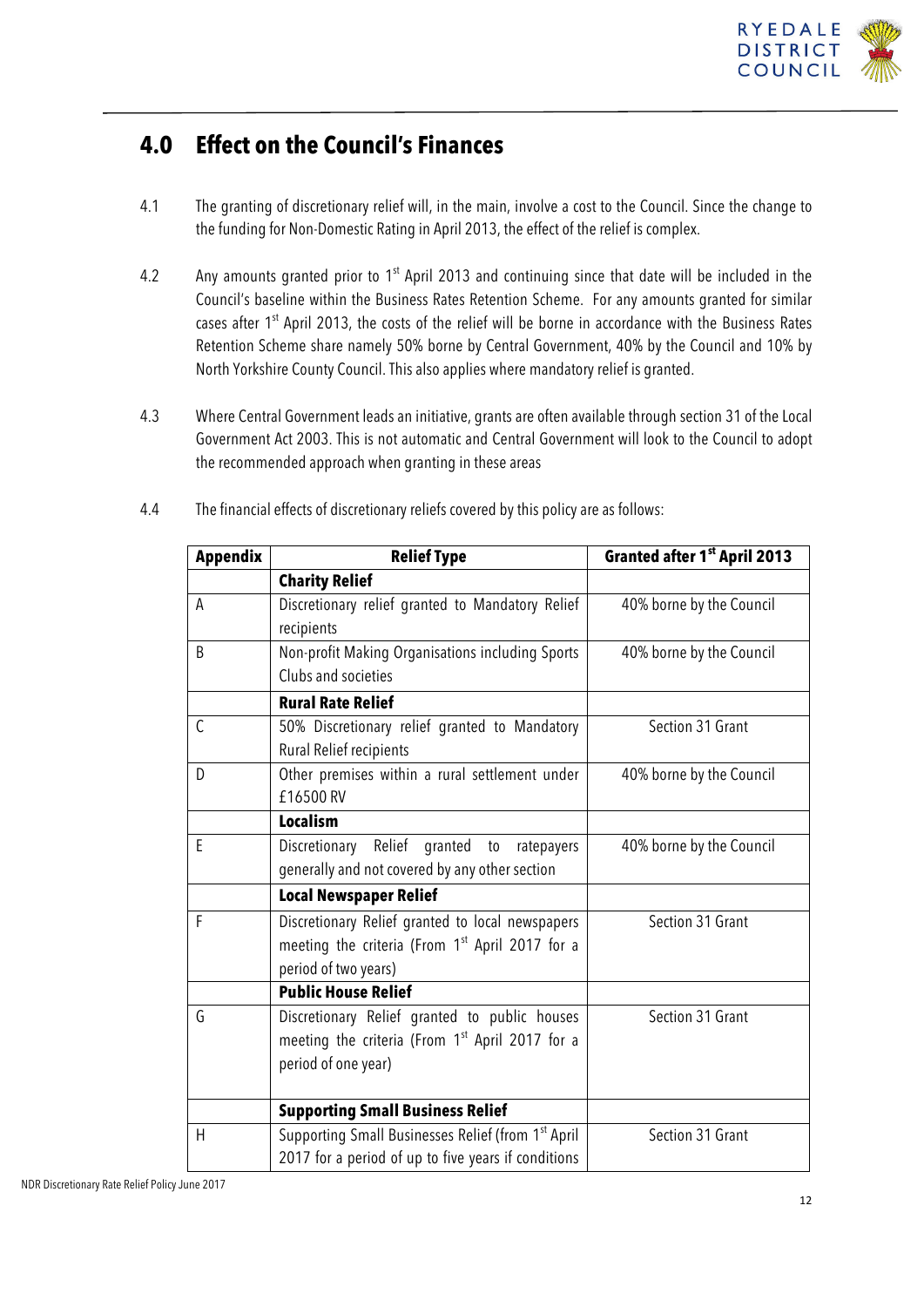## 4.0 Effect on the Council's Finances

4.1 The granting of discretionary relief will, in the main, involve a cost to the Council. Since the change to the funding for Non-Domestic Rating in April 2013, the effect of the relief is complex.

4.2 Any amounts granted prior to 1st April 2013 and continuing since that date will be included in the Council's baseline within the Business Rates Retention Scheme. For any amounts granted for similar cases after 1st April 2013, the costs of the relief will be borne in accordance with the Business Rates Retention Scheme share namely 50% borne by Central Government, 40% by the Council and 10% by North Yorkshire County Council. This also applies where mandatory relief is granted.

4.3 Where Central Government leads an initiative, grants are often available through section 31 of the Local Government Act 2003. This is not automatic and Central Government will look to the Council to adopt the recommended approach when granting in these areas

4.4 The financial effects of discretionary reliefs covered by this policy are as follows:

| Appendix | Relief Type | Granted after 1st April 2013 |
|---|---|---|
| | **Charity Relief** | |
| A | Discretionary relief granted to Mandatory Relief recipients | 40% borne by the Council |
| B | Non-profit Making Organisations including Sports Clubs and societies | 40% borne by the Council |
| | **Rural Rate Relief** | |
| C | 50% Discretionary relief granted to Mandatory Rural Relief recipients | Section 31 Grant |
| D | Other premises within a rural settlement under £16500 RV | 40% borne by the Council |
| | **Localism** | |
| E | Discretionary Relief granted to ratepayers generally and not covered by any other section | 40% borne by the Council |
| | **Local Newspaper Relief** | |
| F | Discretionary Relief granted to local newspapers meeting the criteria (From 1st April 2017 for a period of two years) | Section 31 Grant |
| | **Public House Relief** | |
| G | Discretionary Relief granted to public houses meeting the criteria (From 1st April 2017 for a period of one year) | Section 31 Grant |
| | **Supporting Small Business Relief** | |
| H | Supporting Small Businesses Relief (from 1st April 2017 for a period of up to five years if conditions | Section 31 Grant |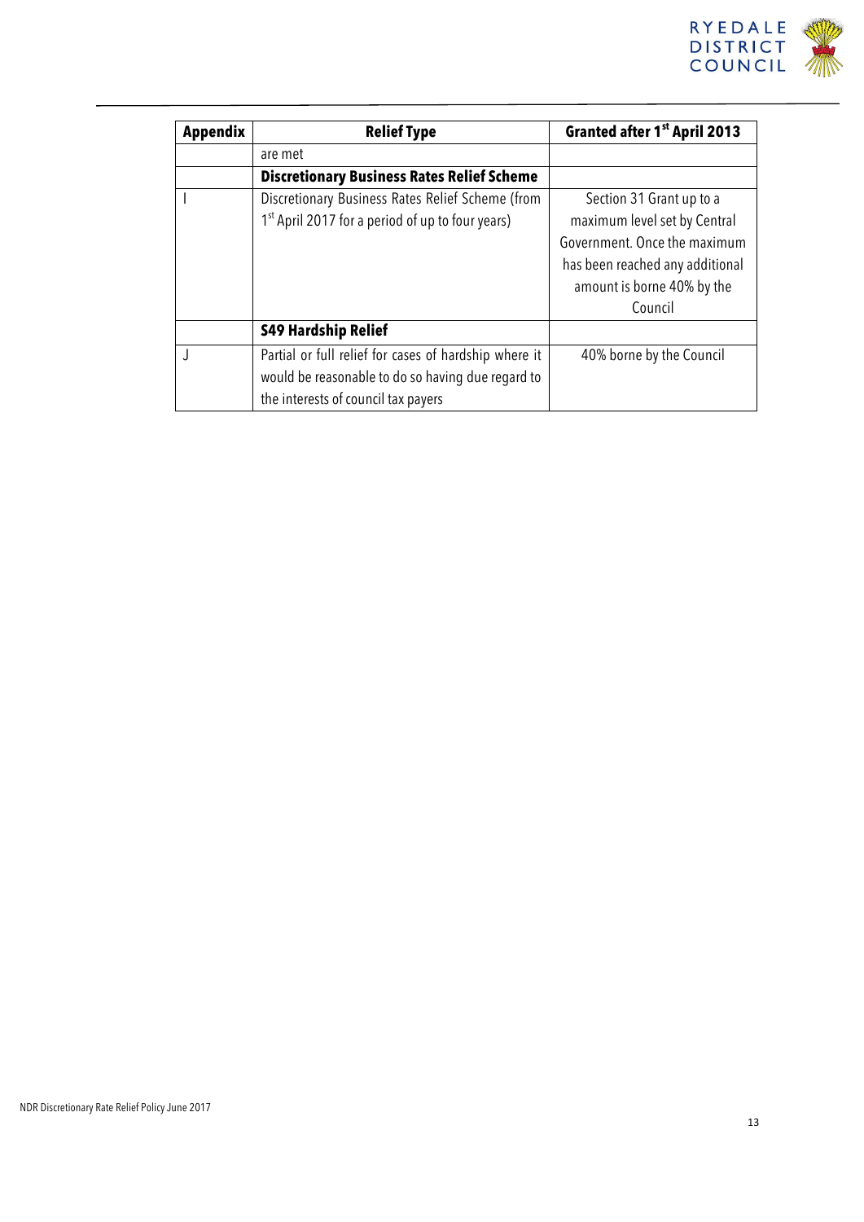| Appendix | Relief Type | Granted after 1st April 2013 |
| --- | --- | --- |
| | are met | |
| | **Discretionary Business Rates Relief Scheme** | |
| I | Discretionary Business Rates Relief Scheme (from 1st April 2017 for a period of up to four years) | Section 31 Grant up to a maximum level set by Central Government. Once the maximum has been reached any additional amount is borne 40% by the Council |
| | **S49 Hardship Relief** | |
| J | Partial or full relief for cases of hardship where it would be reasonable to do so having due regard to the interests of council tax payers | 40% borne by the Council |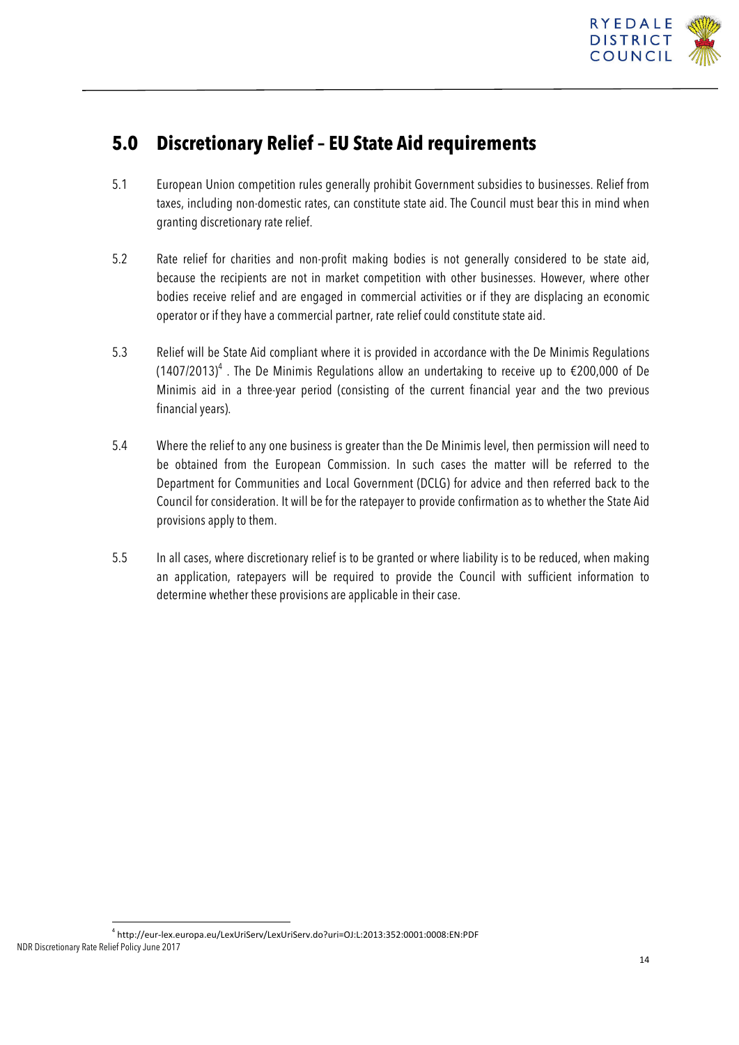## 5.0 Discretionary Relief – EU State Aid requirements

5.1 European Union competition rules generally prohibit Government subsidies to businesses. Relief from taxes, including non-domestic rates, can constitute state aid. The Council must bear this in mind when granting discretionary rate relief.

5.2 Rate relief for charities and non-profit making bodies is not generally considered to be state aid, because the recipients are not in market competition with other businesses. However, where other bodies receive relief and are engaged in commercial activities or if they are displacing an economic operator or if they have a commercial partner, rate relief could constitute state aid.

5.3 Relief will be State Aid compliant where it is provided in accordance with the De Minimis Regulations (1407/2013)[4] . The De Minimis Regulations allow an undertaking to receive up to €200,000 of De Minimis aid in a three-year period (consisting of the current financial year and the two previous financial years).

5.4 Where the relief to any one business is greater than the De Minimis level, then permission will need to be obtained from the European Commission. In such cases the matter will be referred to the Department for Communities and Local Government (DCLG) for advice and then referred back to the Council for consideration. It will be for the ratepayer to provide confirmation as to whether the State Aid provisions apply to them.

5.5 In all cases, where discretionary relief is to be granted or where liability is to be reduced, when making an application, ratepayers will be required to provide the Council with sufficient information to determine whether these provisions are applicable in their case.

[4] http://eur-lex.europa.eu/LexUriServ/LexUriServ.do?uri=OJ:L:2013:352:0001:0008:EN:PDF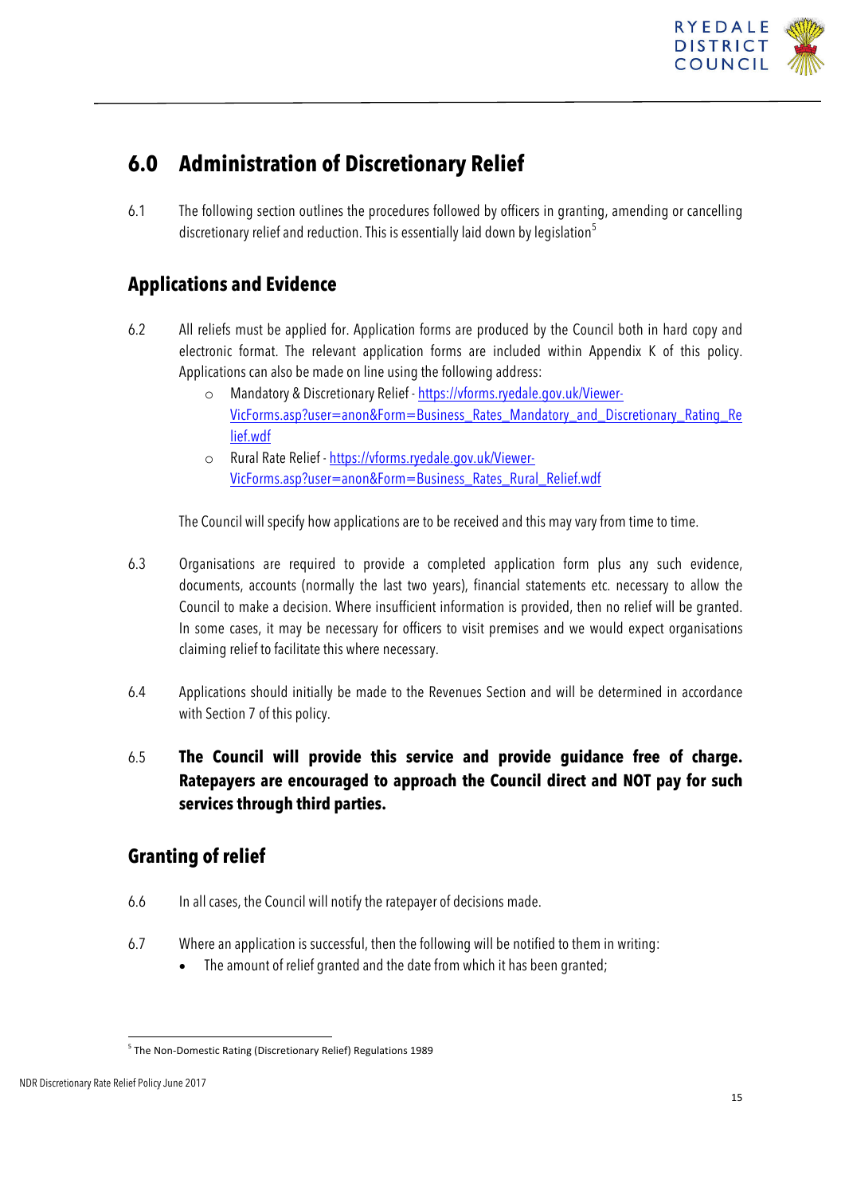## 6.0 Administration of Discretionary Relief

6.1 The following section outlines the procedures followed by officers in granting, amending or cancelling discretionary relief and reduction. This is essentially laid down by legislation[5]

### Applications and Evidence

6.2 All reliefs must be applied for. Application forms are produced by the Council both in hard copy and electronic format. The relevant application forms are included within Appendix K of this policy. Applications can also be made on line using the following address:

- Mandatory & Discretionary Relief - https://vforms.ryedale.gov.uk/Viewer-VicForms.asp?user=anon&Form=Business_Rates_Mandatory_and_Discretionary_Rating_Relief.wdf
- Rural Rate Relief - https://vforms.ryedale.gov.uk/Viewer-VicForms.asp?user=anon&Form=Business_Rates_Rural_Relief.wdf

The Council will specify how applications are to be received and this may vary from time to time.

6.3 Organisations are required to provide a completed application form plus any such evidence, documents, accounts (normally the last two years), financial statements etc. necessary to allow the Council to make a decision. Where insufficient information is provided, then no relief will be granted. In some cases, it may be necessary for officers to visit premises and we would expect organisations claiming relief to facilitate this where necessary.

6.4 Applications should initially be made to the Revenues Section and will be determined in accordance with Section 7 of this policy.

6.5 **The Council will provide this service and provide guidance free of charge. Ratepayers are encouraged to approach the Council direct and NOT pay for such services through third parties.**

### Granting of relief

6.6 In all cases, the Council will notify the ratepayer of decisions made.

6.7 Where an application is successful, then the following will be notified to them in writing:

- The amount of relief granted and the date from which it has been granted;

[5] The Non-Domestic Rating (Discretionary Relief) Regulations 1989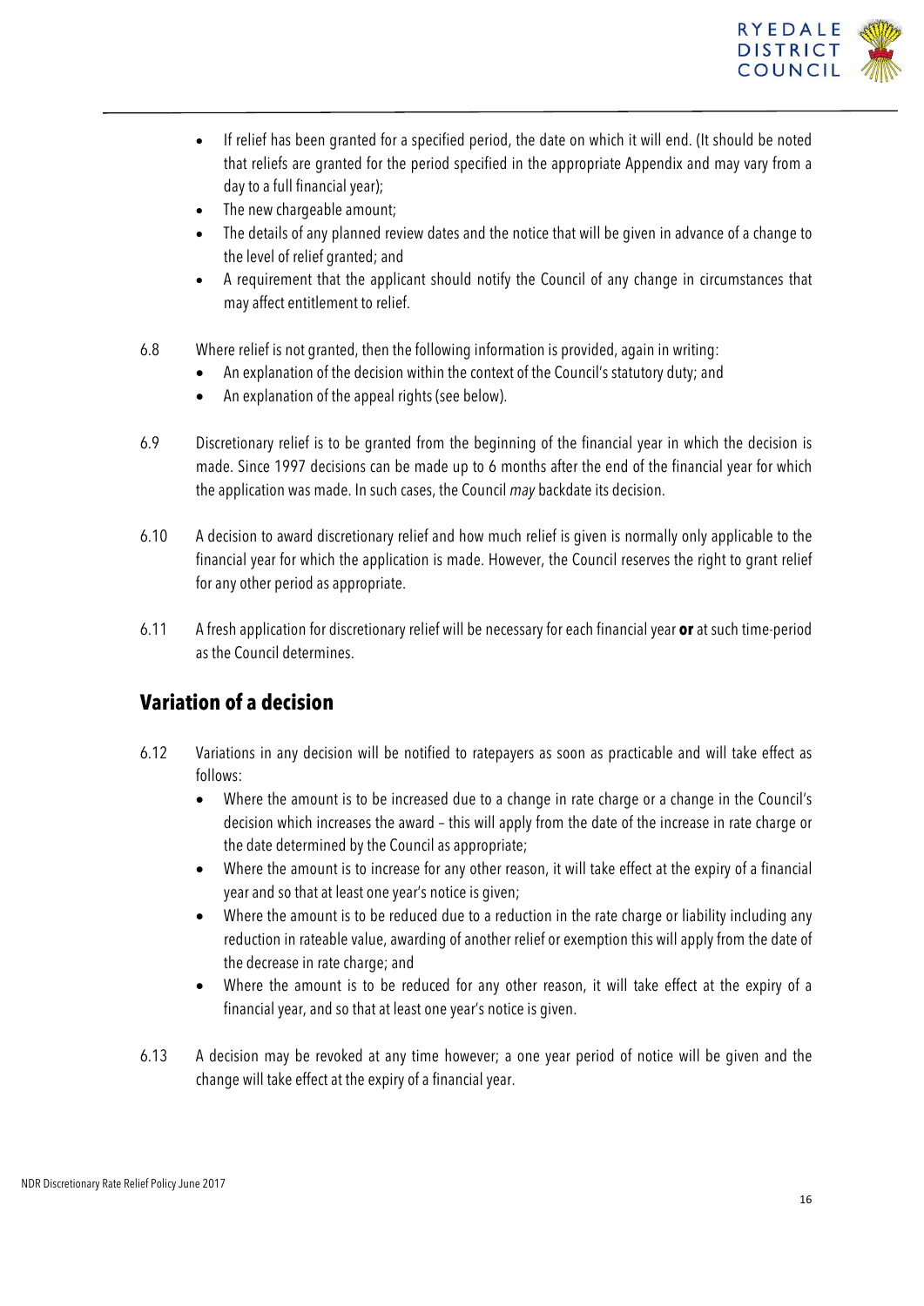- If relief has been granted for a specified period, the date on which it will end. (It should be noted that reliefs are granted for the period specified in the appropriate Appendix and may vary from a day to a full financial year);
- The new chargeable amount;
- The details of any planned review dates and the notice that will be given in advance of a change to the level of relief granted; and
- A requirement that the applicant should notify the Council of any change in circumstances that may affect entitlement to relief.

6.8 Where relief is not granted, then the following information is provided, again in writing:

- An explanation of the decision within the context of the Council's statutory duty; and
- An explanation of the appeal rights (see below).

6.9 Discretionary relief is to be granted from the beginning of the financial year in which the decision is made. Since 1997 decisions can be made up to 6 months after the end of the financial year for which the application was made. In such cases, the Council *may* backdate its decision.

6.10 A decision to award discretionary relief and how much relief is given is normally only applicable to the financial year for which the application is made. However, the Council reserves the right to grant relief for any other period as appropriate.

6.11 A fresh application for discretionary relief will be necessary for each financial year **or** at such time-period as the Council determines.

## Variation of a decision

6.12 Variations in any decision will be notified to ratepayers as soon as practicable and will take effect as follows:

- Where the amount is to be increased due to a change in rate charge or a change in the Council's decision which increases the award – this will apply from the date of the increase in rate charge or the date determined by the Council as appropriate;
- Where the amount is to increase for any other reason, it will take effect at the expiry of a financial year and so that at least one year's notice is given;
- Where the amount is to be reduced due to a reduction in the rate charge or liability including any reduction in rateable value, awarding of another relief or exemption this will apply from the date of the decrease in rate charge; and
- Where the amount is to be reduced for any other reason, it will take effect at the expiry of a financial year, and so that at least one year's notice is given.

6.13 A decision may be revoked at any time however; a one year period of notice will be given and the change will take effect at the expiry of a financial year.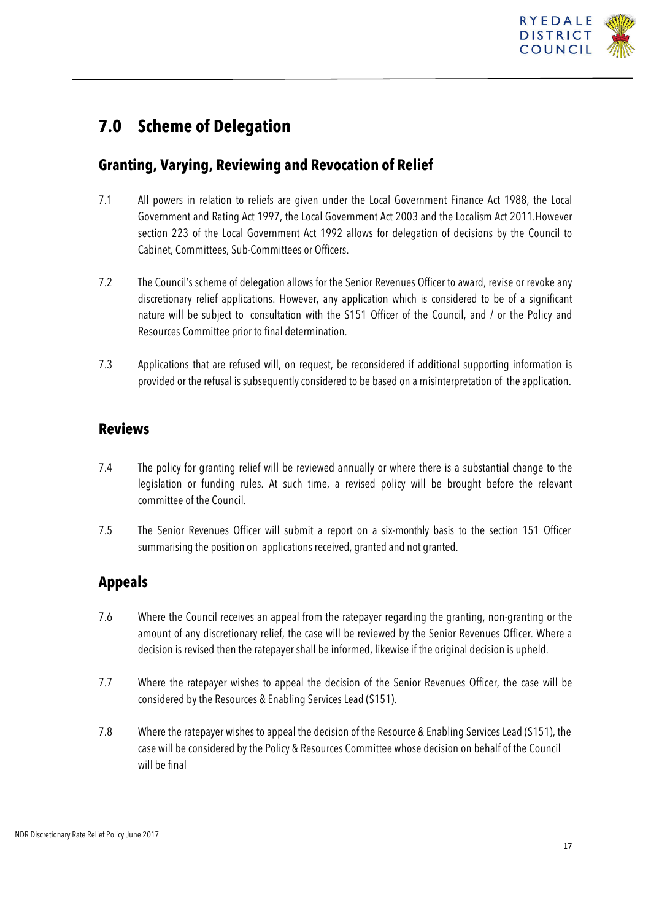# 7.0 Scheme of Delegation

## Granting, Varying, Reviewing and Revocation of Relief

7.1 All powers in relation to reliefs are given under the Local Government Finance Act 1988, the Local Government and Rating Act 1997, the Local Government Act 2003 and the Localism Act 2011.However section 223 of the Local Government Act 1992 allows for delegation of decisions by the Council to Cabinet, Committees, Sub-Committees or Officers.

7.2 The Council's scheme of delegation allows for the Senior Revenues Officer to award, revise or revoke any discretionary relief applications. However, any application which is considered to be of a significant nature will be subject to consultation with the S151 Officer of the Council, and / or the Policy and Resources Committee prior to final determination.

7.3 Applications that are refused will, on request, be reconsidered if additional supporting information is provided or the refusal is subsequently considered to be based on a misinterpretation of the application.

## Reviews

7.4 The policy for granting relief will be reviewed annually or where there is a substantial change to the legislation or funding rules. At such time, a revised policy will be brought before the relevant committee of the Council.

7.5 The Senior Revenues Officer will submit a report on a six-monthly basis to the section 151 Officer summarising the position on applications received, granted and not granted.

## Appeals

7.6 Where the Council receives an appeal from the ratepayer regarding the granting, non-granting or the amount of any discretionary relief, the case will be reviewed by the Senior Revenues Officer. Where a decision is revised then the ratepayer shall be informed, likewise if the original decision is upheld.

7.7 Where the ratepayer wishes to appeal the decision of the Senior Revenues Officer, the case will be considered by the Resources & Enabling Services Lead (S151).

7.8 Where the ratepayer wishes to appeal the decision of the Resource & Enabling Services Lead (S151), the case will be considered by the Policy & Resources Committee whose decision on behalf of the Council will be final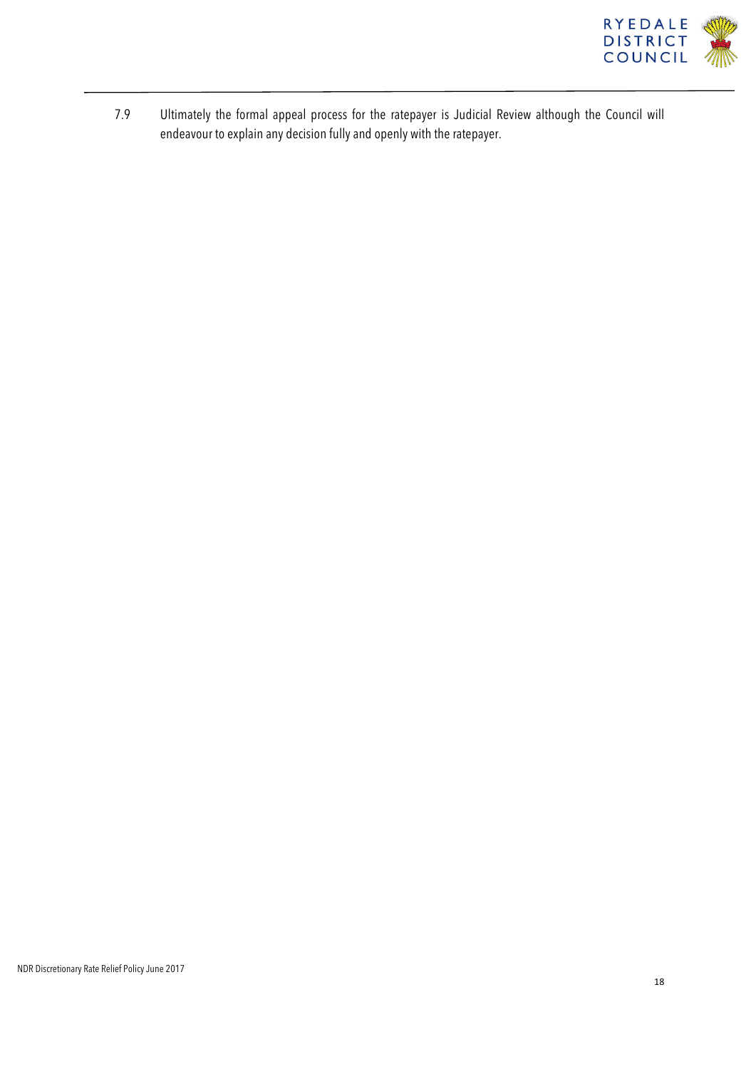7.9 Ultimately the formal appeal process for the ratepayer is Judicial Review although the Council will endeavour to explain any decision fully and openly with the ratepayer.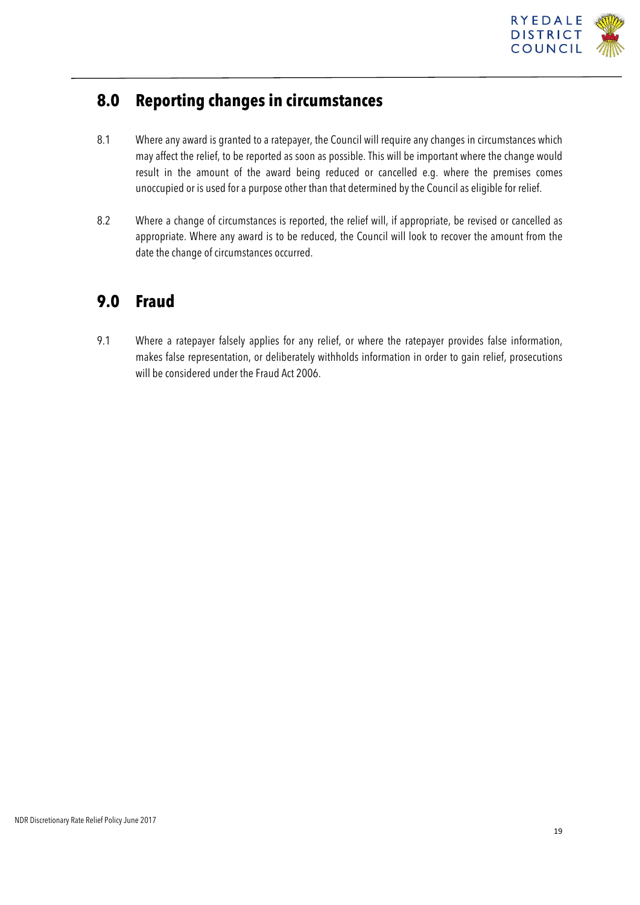## 8.0 Reporting changes in circumstances

8.1 Where any award is granted to a ratepayer, the Council will require any changes in circumstances which may affect the relief, to be reported as soon as possible. This will be important where the change would result in the amount of the award being reduced or cancelled e.g. where the premises comes unoccupied or is used for a purpose other than that determined by the Council as eligible for relief.

8.2 Where a change of circumstances is reported, the relief will, if appropriate, be revised or cancelled as appropriate. Where any award is to be reduced, the Council will look to recover the amount from the date the change of circumstances occurred.

## 9.0 Fraud

9.1 Where a ratepayer falsely applies for any relief, or where the ratepayer provides false information, makes false representation, or deliberately withholds information in order to gain relief, prosecutions will be considered under the Fraud Act 2006.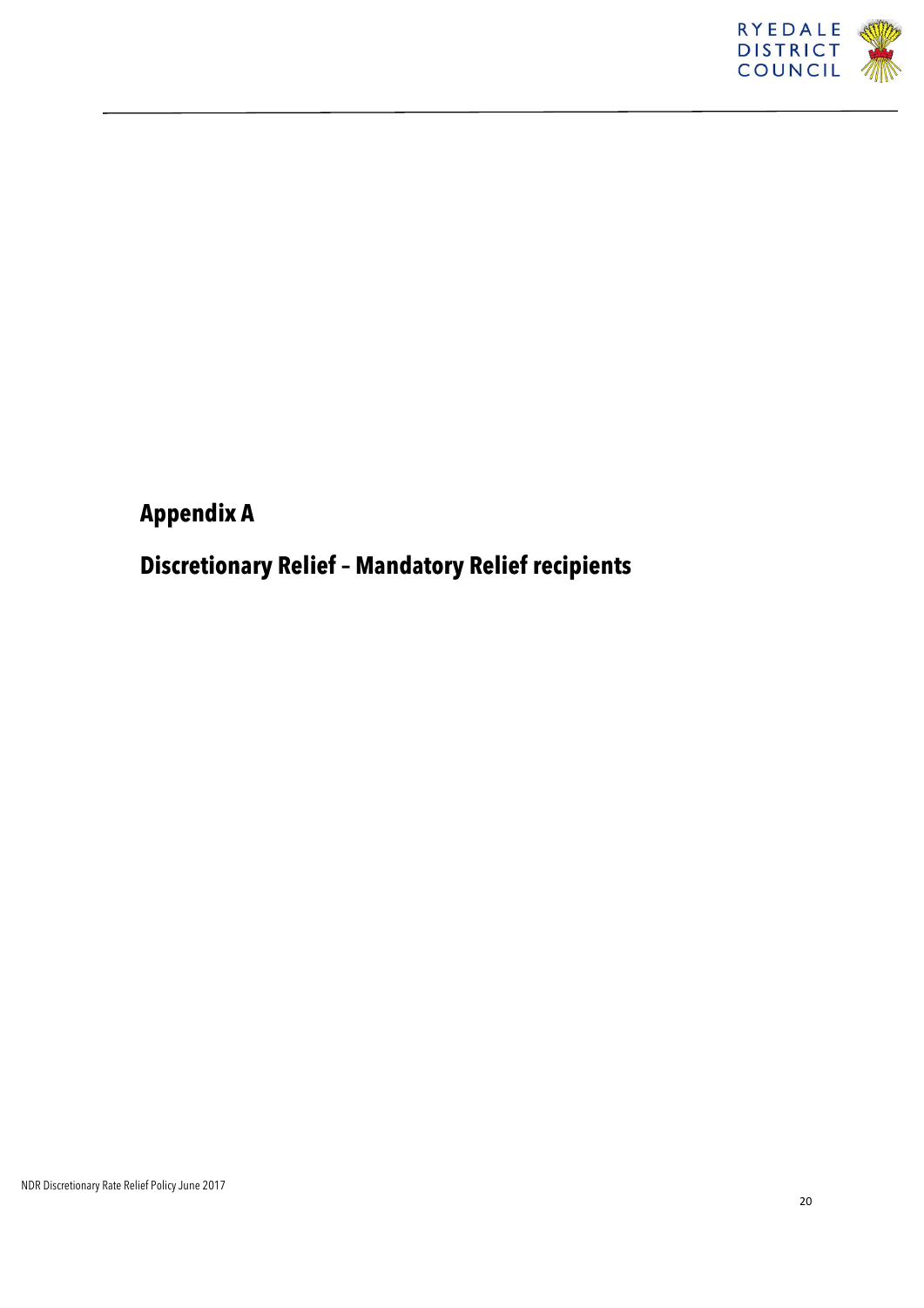## Appendix A

## Discretionary Relief – Mandatory Relief recipients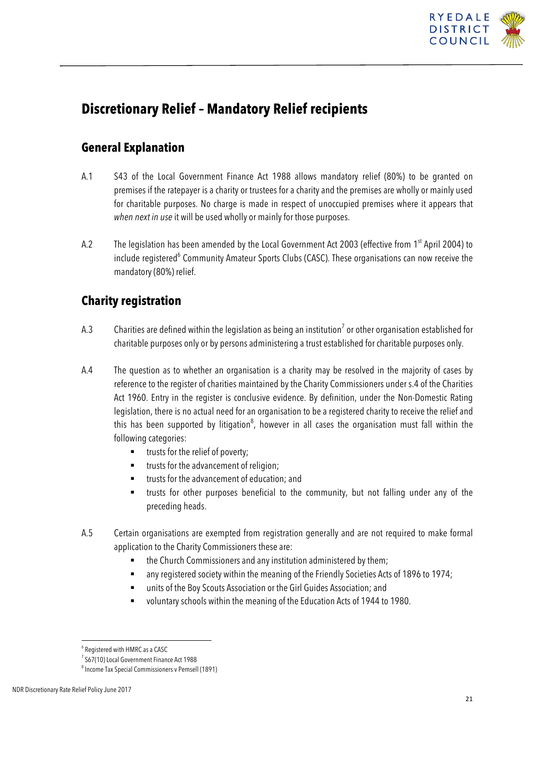# Discretionary Relief – Mandatory Relief recipients

## General Explanation

A.1 S43 of the Local Government Finance Act 1988 allows mandatory relief (80%) to be granted on premises if the ratepayer is a charity or trustees for a charity and the premises are wholly or mainly used for charitable purposes. No charge is made in respect of unoccupied premises where it appears that *when next in use* it will be used wholly or mainly for those purposes.

A.2 The legislation has been amended by the Local Government Act 2003 (effective from 1st April 2004) to include registered[6] Community Amateur Sports Clubs (CASC). These organisations can now receive the mandatory (80%) relief.

## Charity registration

A.3 Charities are defined within the legislation as being an institution[7] or other organisation established for charitable purposes only or by persons administering a trust established for charitable purposes only.

A.4 The question as to whether an organisation is a charity may be resolved in the majority of cases by reference to the register of charities maintained by the Charity Commissioners under s.4 of the Charities Act 1960. Entry in the register is conclusive evidence. By definition, under the Non-Domestic Rating legislation, there is no actual need for an organisation to be a registered charity to receive the relief and this has been supported by litigation[8], however in all cases the organisation must fall within the following categories:

- trusts for the relief of poverty;
- trusts for the advancement of religion;
- trusts for the advancement of education; and
- trusts for other purposes beneficial to the community, but not falling under any of the preceding heads.

A.5 Certain organisations are exempted from registration generally and are not required to make formal application to the Charity Commissioners these are:

- the Church Commissioners and any institution administered by them;
- any registered society within the meaning of the Friendly Societies Acts of 1896 to 1974;
- units of the Boy Scouts Association or the Girl Guides Association; and
- voluntary schools within the meaning of the Education Acts of 1944 to 1980.

---

[6] Registered with HMRC as a CASC

[7] S67(10) Local Government Finance Act 1988

[8] Income Tax Special Commissioners v Pemsell (1891)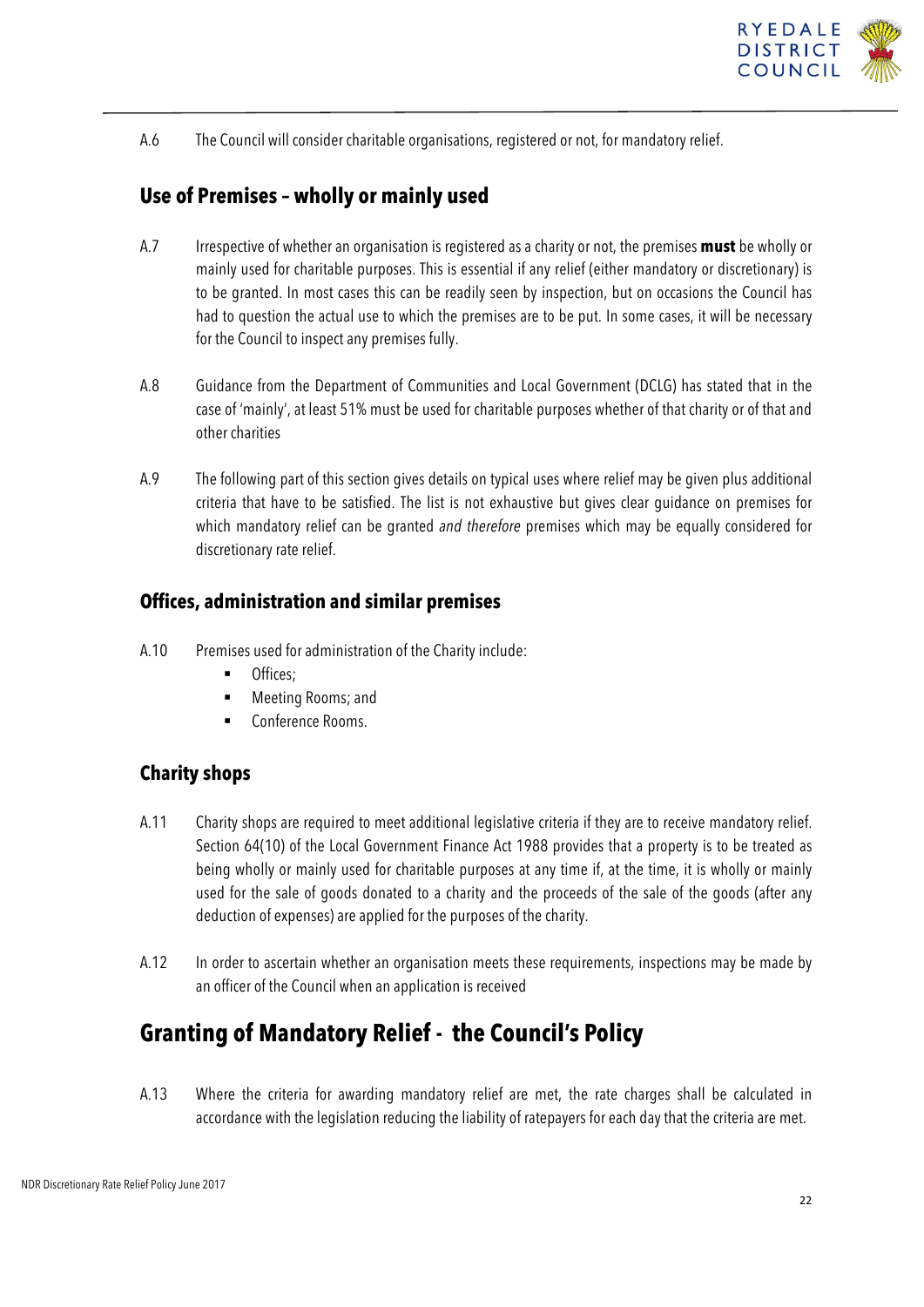A.6 The Council will consider charitable organisations, registered or not, for mandatory relief.

## Use of Premises – wholly or mainly used

A.7 Irrespective of whether an organisation is registered as a charity or not, the premises **must** be wholly or mainly used for charitable purposes. This is essential if any relief (either mandatory or discretionary) is to be granted. In most cases this can be readily seen by inspection, but on occasions the Council has had to question the actual use to which the premises are to be put. In some cases, it will be necessary for the Council to inspect any premises fully.

A.8 Guidance from the Department of Communities and Local Government (DCLG) has stated that in the case of 'mainly', at least 51% must be used for charitable purposes whether of that charity or of that and other charities

A.9 The following part of this section gives details on typical uses where relief may be given plus additional criteria that have to be satisfied. The list is not exhaustive but gives clear guidance on premises for which mandatory relief can be granted *and therefore* premises which may be equally considered for discretionary rate relief.

### Offices, administration and similar premises

A.10 Premises used for administration of the Charity include:

- Offices;
- Meeting Rooms; and
- Conference Rooms.

### Charity shops

A.11 Charity shops are required to meet additional legislative criteria if they are to receive mandatory relief. Section 64(10) of the Local Government Finance Act 1988 provides that a property is to be treated as being wholly or mainly used for charitable purposes at any time if, at the time, it is wholly or mainly used for the sale of goods donated to a charity and the proceeds of the sale of the goods (after any deduction of expenses) are applied for the purposes of the charity.

A.12 In order to ascertain whether an organisation meets these requirements, inspections may be made by an officer of the Council when an application is received

# Granting of Mandatory Relief - the Council's Policy

A.13 Where the criteria for awarding mandatory relief are met, the rate charges shall be calculated in accordance with the legislation reducing the liability of ratepayers for each day that the criteria are met.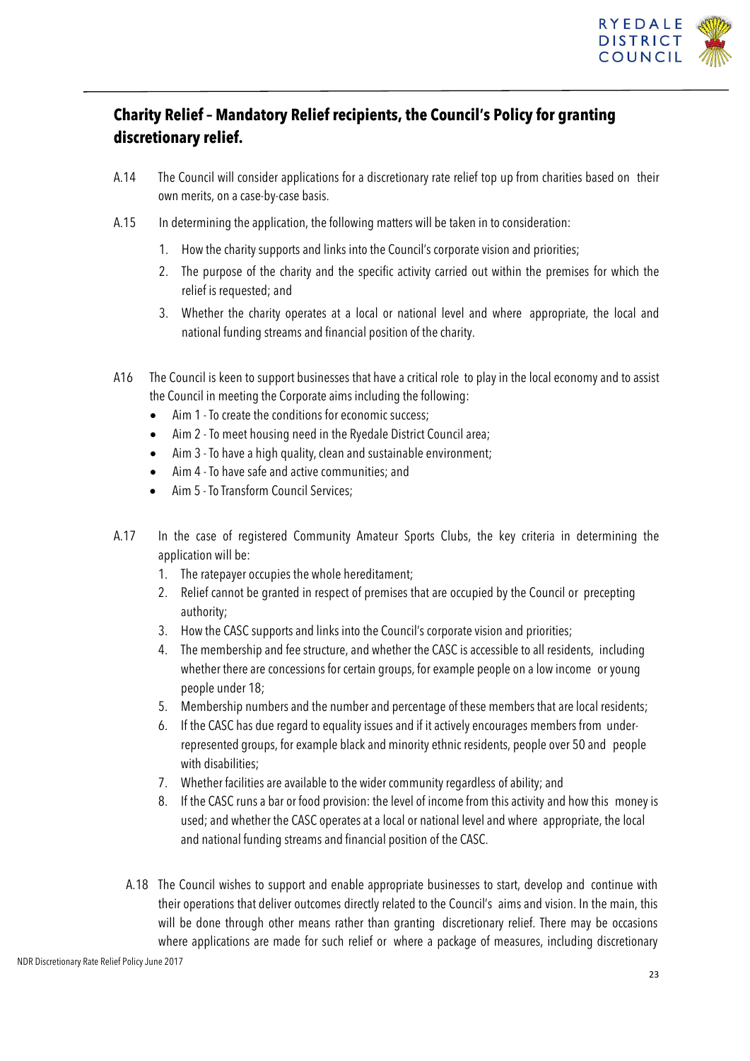## Charity Relief – Mandatory Relief recipients, the Council's Policy for granting discretionary relief.

A.14 The Council will consider applications for a discretionary rate relief top up from charities based on their own merits, on a case-by-case basis.

A.15 In determining the application, the following matters will be taken in to consideration:

1. How the charity supports and links into the Council's corporate vision and priorities;
2. The purpose of the charity and the specific activity carried out within the premises for which the relief is requested; and
3. Whether the charity operates at a local or national level and where appropriate, the local and national funding streams and financial position of the charity.

A16 The Council is keen to support businesses that have a critical role to play in the local economy and to assist the Council in meeting the Corporate aims including the following:

- Aim 1 - To create the conditions for economic success;
- Aim 2 - To meet housing need in the Ryedale District Council area;
- Aim 3 - To have a high quality, clean and sustainable environment;
- Aim 4 - To have safe and active communities; and
- Aim 5 - To Transform Council Services;

A.17 In the case of registered Community Amateur Sports Clubs, the key criteria in determining the application will be:

1. The ratepayer occupies the whole hereditament;
2. Relief cannot be granted in respect of premises that are occupied by the Council or precepting authority;
3. How the CASC supports and links into the Council's corporate vision and priorities;
4. The membership and fee structure, and whether the CASC is accessible to all residents, including whether there are concessions for certain groups, for example people on a low income or young people under 18;
5. Membership numbers and the number and percentage of these members that are local residents;
6. If the CASC has due regard to equality issues and if it actively encourages members from under-represented groups, for example black and minority ethnic residents, people over 50 and people with disabilities;
7. Whether facilities are available to the wider community regardless of ability; and
8. If the CASC runs a bar or food provision: the level of income from this activity and how this money is used; and whether the CASC operates at a local or national level and where appropriate, the local and national funding streams and financial position of the CASC.

A.18 The Council wishes to support and enable appropriate businesses to start, develop and continue with their operations that deliver outcomes directly related to the Council's aims and vision. In the main, this will be done through other means rather than granting discretionary relief. There may be occasions where applications are made for such relief or where a package of measures, including discretionary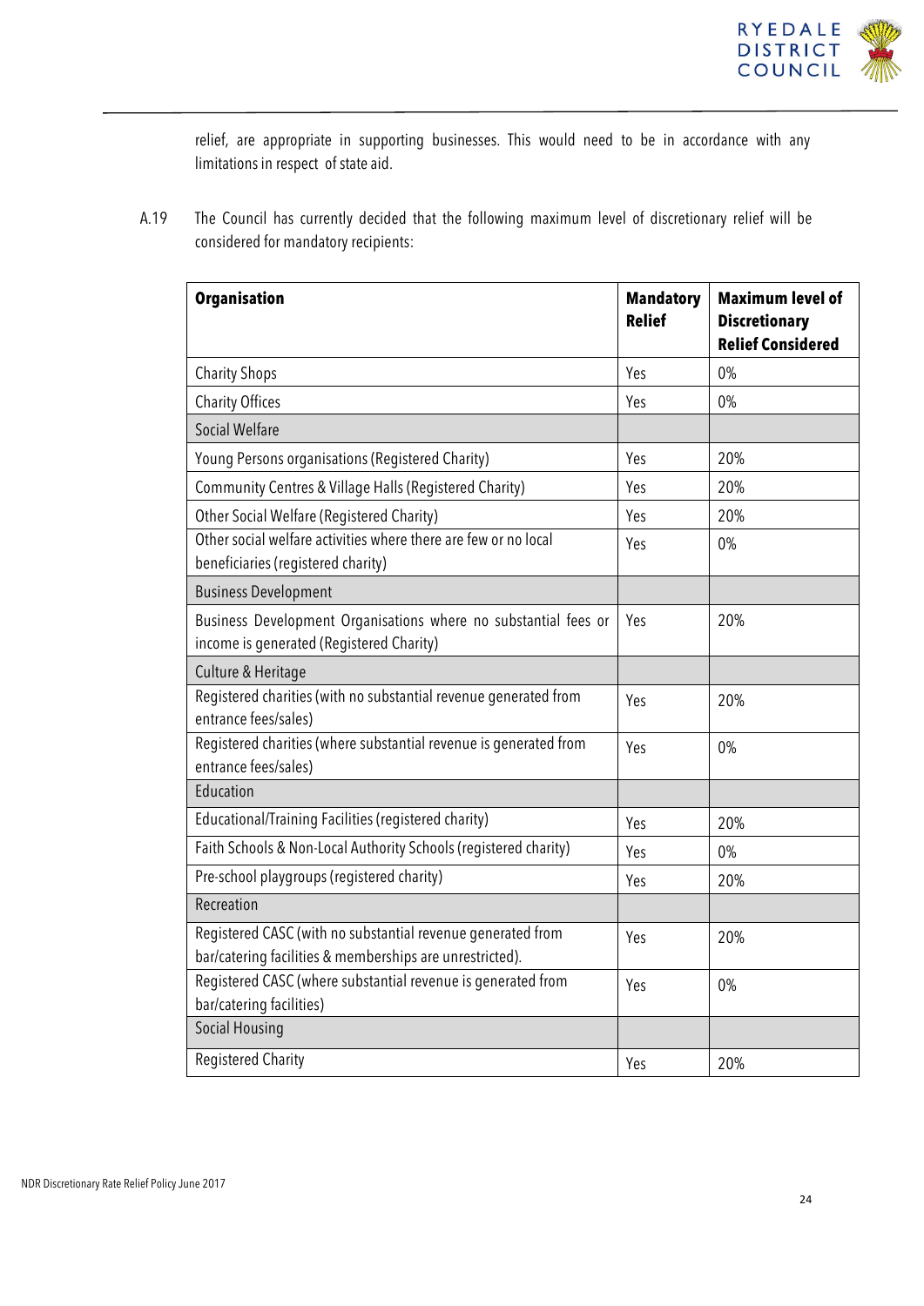relief, are appropriate in supporting businesses. This would need to be in accordance with any limitations in respect of state aid.

A.19 The Council has currently decided that the following maximum level of discretionary relief will be considered for mandatory recipients:

| **Organisation** | **Mandatory Relief** | **Maximum level of Discretionary Relief Considered** |
|---|---|---|
| Charity Shops | Yes | 0% |
| Charity Offices | Yes | 0% |
| Social Welfare | | |
| Young Persons organisations (Registered Charity) | Yes | 20% |
| Community Centres & Village Halls (Registered Charity) | Yes | 20% |
| Other Social Welfare (Registered Charity) | Yes | 20% |
| Other social welfare activities where there are few or no local beneficiaries (registered charity) | Yes | 0% |
| Business Development | | |
| Business Development Organisations where no substantial fees or income is generated (Registered Charity) | Yes | 20% |
| Culture & Heritage | | |
| Registered charities (with no substantial revenue generated from entrance fees/sales) | Yes | 20% |
| Registered charities (where substantial revenue is generated from entrance fees/sales) | Yes | 0% |
| Education | | |
| Educational/Training Facilities (registered charity) | Yes | 20% |
| Faith Schools & Non-Local Authority Schools (registered charity) | Yes | 0% |
| Pre-school playgroups (registered charity) | Yes | 20% |
| Recreation | | |
| Registered CASC (with no substantial revenue generated from bar/catering facilities & memberships are unrestricted). | Yes | 20% |
| Registered CASC (where substantial revenue is generated from bar/catering facilities) | Yes | 0% |
| Social Housing | | |
| Registered Charity | Yes | 20% |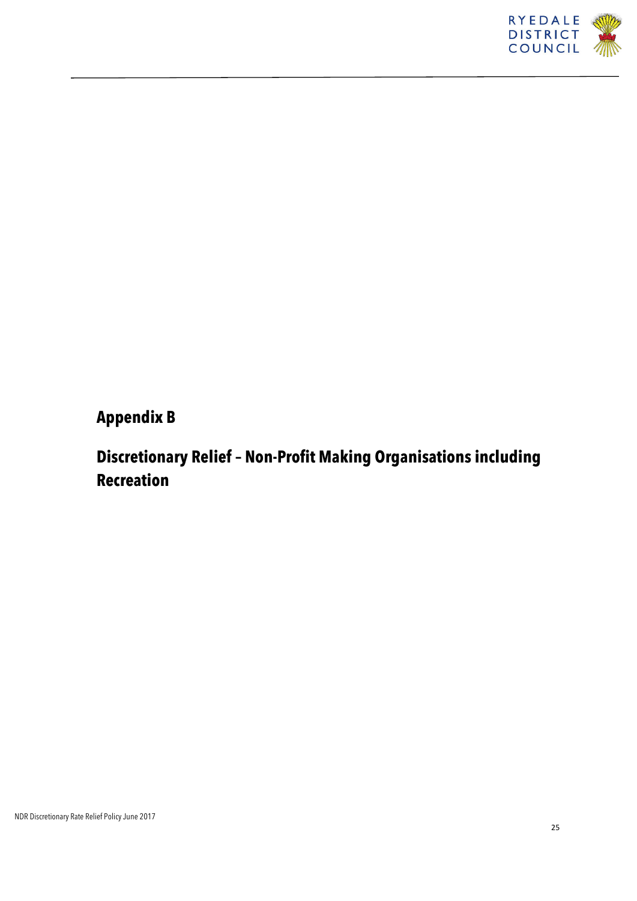# Appendix B

## Discretionary Relief – Non-Profit Making Organisations including Recreation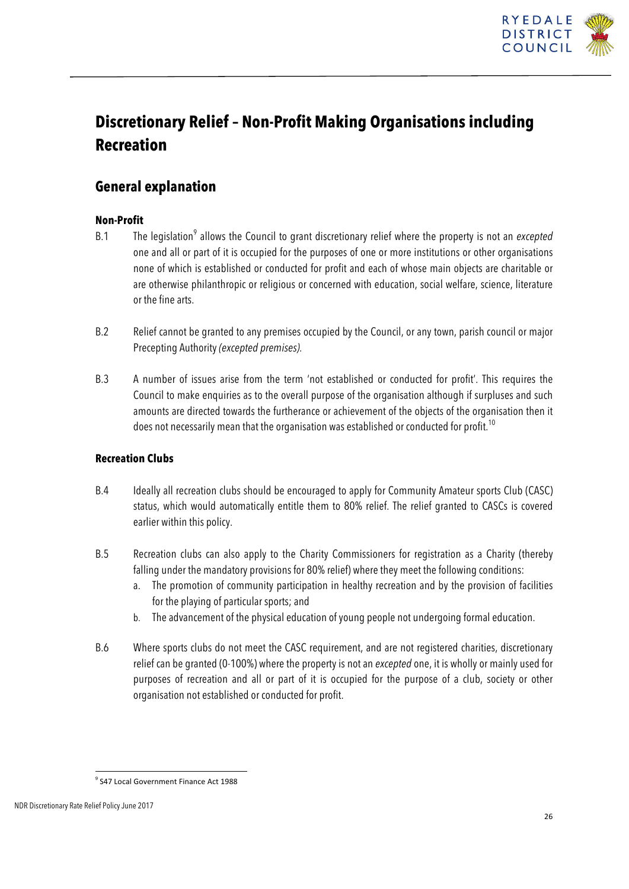# Discretionary Relief – Non-Profit Making Organisations including Recreation

## General explanation

### Non-Profit

B.1 The legislation[9] allows the Council to grant discretionary relief where the property is not an *excepted* one and all or part of it is occupied for the purposes of one or more institutions or other organisations none of which is established or conducted for profit and each of whose main objects are charitable or are otherwise philanthropic or religious or concerned with education, social welfare, science, literature or the fine arts.

B.2 Relief cannot be granted to any premises occupied by the Council, or any town, parish council or major Precepting Authority *(excepted premises).*

B.3 A number of issues arise from the term 'not established or conducted for profit'. This requires the Council to make enquiries as to the overall purpose of the organisation although if surpluses and such amounts are directed towards the furtherance or achievement of the objects of the organisation then it does not necessarily mean that the organisation was established or conducted for profit.[10]

### Recreation Clubs

B.4 Ideally all recreation clubs should be encouraged to apply for Community Amateur sports Club (CASC) status, which would automatically entitle them to 80% relief. The relief granted to CASCs is covered earlier within this policy.

B.5 Recreation clubs can also apply to the Charity Commissioners for registration as a Charity (thereby falling under the mandatory provisions for 80% relief) where they meet the following conditions:

a. The promotion of community participation in healthy recreation and by the provision of facilities for the playing of particular sports; and
b. The advancement of the physical education of young people not undergoing formal education.

B.6 Where sports clubs do not meet the CASC requirement, and are not registered charities, discretionary relief can be granted (0-100%) where the property is not an *excepted* one, it is wholly or mainly used for purposes of recreation and all or part of it is occupied for the purpose of a club, society or other organisation not established or conducted for profit.

[9] S47 Local Government Finance Act 1988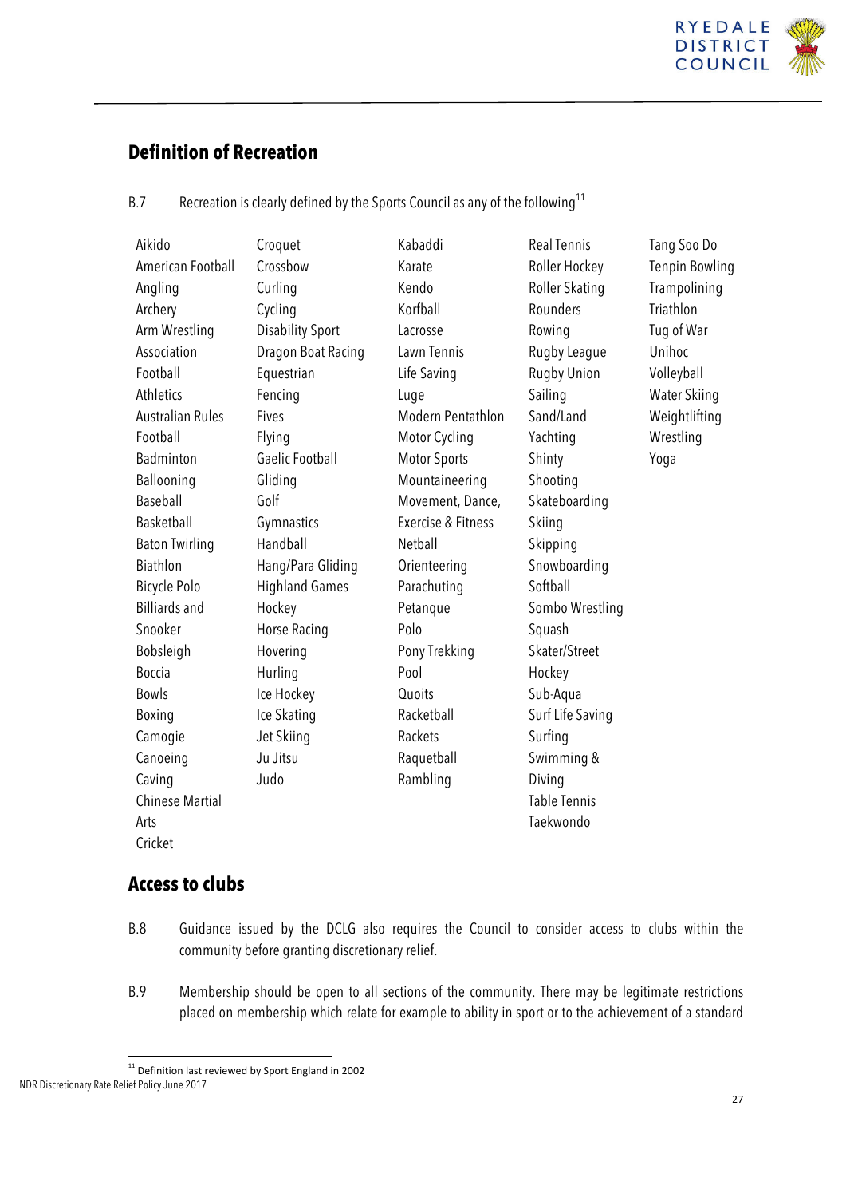## Definition of Recreation

B.7 Recreation is clearly defined by the Sports Council as any of the following[11]

Aikido
American Football
Angling
Archery
Arm Wrestling
Association Football
Athletics
Australian Rules Football
Badminton
Ballooning
Baseball
Basketball
Baton Twirling
Biathlon
Bicycle Polo
Billiards and Snooker
Bobsleigh
Boccia
Bowls
Boxing
Camogie
Canoeing
Caving
Chinese Martial Arts
Cricket
Croquet
Crossbow
Curling
Cycling
Disability Sport
Dragon Boat Racing
Equestrian
Fencing
Fives
Flying
Gaelic Football
Gliding
Golf
Gymnastics
Handball
Hang/Para Gliding
Highland Games
Hockey
Horse Racing
Hovering
Hurling
Ice Hockey
Ice Skating
Jet Skiing
Ju Jitsu
Judo
Kabaddi
Karate
Kendo
Korfball
Lacrosse
Lawn Tennis
Life Saving
Luge
Modern Pentathlon
Motor Cycling
Motor Sports
Mountaineering
Movement, Dance, Exercise & Fitness
Netball
Orienteering
Parachuting
Petanque
Polo
Pony Trekking
Pool
Quoits
Racketball
Rackets
Raquetball
Rambling
Real Tennis
Roller Hockey
Roller Skating
Rounders
Rowing
Rugby League
Rugby Union
Sailing
Sand/Land Yachting
Shinty
Shooting
Skateboarding
Skiing
Skipping
Snowboarding
Softball
Sombo Wrestling
Squash
Skater/Street Hockey
Sub-Aqua
Surf Life Saving
Surfing
Swimming & Diving
Table Tennis
Taekwondo
Tang Soo Do
Tenpin Bowling
Trampolining
Triathlon
Tug of War
Unihoc
Volleyball
Water Skiing
Weightlifting
Wrestling
Yoga

## Access to clubs

B.8 Guidance issued by the DCLG also requires the Council to consider access to clubs within the community before granting discretionary relief.

B.9 Membership should be open to all sections of the community. There may be legitimate restrictions placed on membership which relate for example to ability in sport or to the achievement of a standard

[11] Definition last reviewed by Sport England in 2002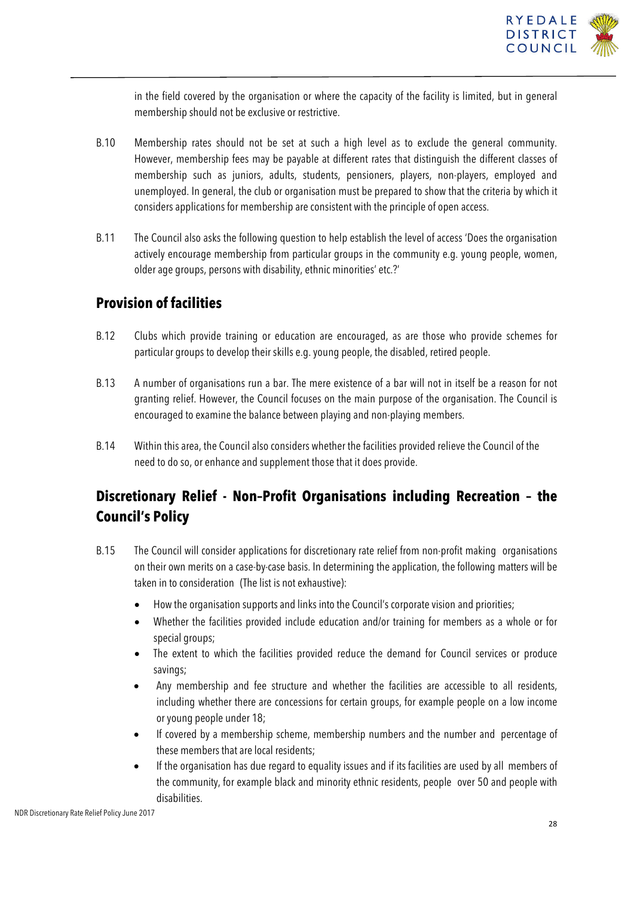in the field covered by the organisation or where the capacity of the facility is limited, but in general membership should not be exclusive or restrictive.

B.10 Membership rates should not be set at such a high level as to exclude the general community. However, membership fees may be payable at different rates that distinguish the different classes of membership such as juniors, adults, students, pensioners, players, non-players, employed and unemployed. In general, the club or organisation must be prepared to show that the criteria by which it considers applications for membership are consistent with the principle of open access.

B.11 The Council also asks the following question to help establish the level of access 'Does the organisation actively encourage membership from particular groups in the community e.g. young people, women, older age groups, persons with disability, ethnic minorities' etc.?'

## Provision of facilities

B.12 Clubs which provide training or education are encouraged, as are those who provide schemes for particular groups to develop their skills e.g. young people, the disabled, retired people.

B.13 A number of organisations run a bar. The mere existence of a bar will not in itself be a reason for not granting relief. However, the Council focuses on the main purpose of the organisation. The Council is encouraged to examine the balance between playing and non-playing members.

B.14 Within this area, the Council also considers whether the facilities provided relieve the Council of the need to do so, or enhance and supplement those that it does provide.

## Discretionary Relief - Non-Profit Organisations including Recreation – the Council's Policy

B.15 The Council will consider applications for discretionary rate relief from non-profit making organisations on their own merits on a case-by-case basis. In determining the application, the following matters will be taken in to consideration (The list is not exhaustive):

- How the organisation supports and links into the Council's corporate vision and priorities;
- Whether the facilities provided include education and/or training for members as a whole or for special groups;
- The extent to which the facilities provided reduce the demand for Council services or produce savings;
- Any membership and fee structure and whether the facilities are accessible to all residents, including whether there are concessions for certain groups, for example people on a low income or young people under 18;
- If covered by a membership scheme, membership numbers and the number and percentage of these members that are local residents;
- If the organisation has due regard to equality issues and if its facilities are used by all members of the community, for example black and minority ethnic residents, people over 50 and people with disabilities.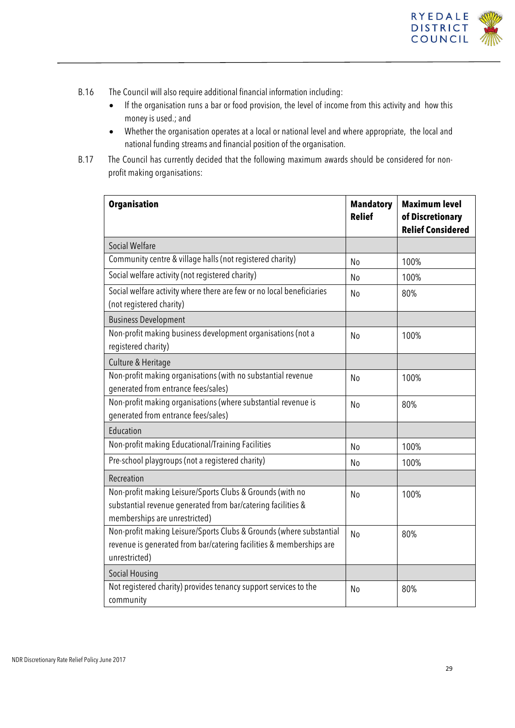B.16 The Council will also require additional financial information including:

- If the organisation runs a bar or food provision, the level of income from this activity and how this money is used.; and
- Whether the organisation operates at a local or national level and where appropriate, the local and national funding streams and financial position of the organisation.

B.17 The Council has currently decided that the following maximum awards should be considered for non-profit making organisations:

| Organisation | Mandatory Relief | Maximum level of Discretionary Relief Considered |
|---|---|---|
| Social Welfare | | |
| Community centre & village halls (not registered charity) | No | 100% |
| Social welfare activity (not registered charity) | No | 100% |
| Social welfare activity where there are few or no local beneficiaries (not registered charity) | No | 80% |
| Business Development | | |
| Non-profit making business development organisations (not a registered charity) | No | 100% |
| Culture & Heritage | | |
| Non-profit making organisations (with no substantial revenue generated from entrance fees/sales) | No | 100% |
| Non-profit making organisations (where substantial revenue is generated from entrance fees/sales) | No | 80% |
| Education | | |
| Non-profit making Educational/Training Facilities | No | 100% |
| Pre-school playgroups (not a registered charity) | No | 100% |
| Recreation | | |
| Non-profit making Leisure/Sports Clubs & Grounds (with no substantial revenue generated from bar/catering facilities & memberships are unrestricted) | No | 100% |
| Non-profit making Leisure/Sports Clubs & Grounds (where substantial revenue is generated from bar/catering facilities & memberships are unrestricted) | No | 80% |
| Social Housing | | |
| Not registered charity) provides tenancy support services to the community | No | 80% |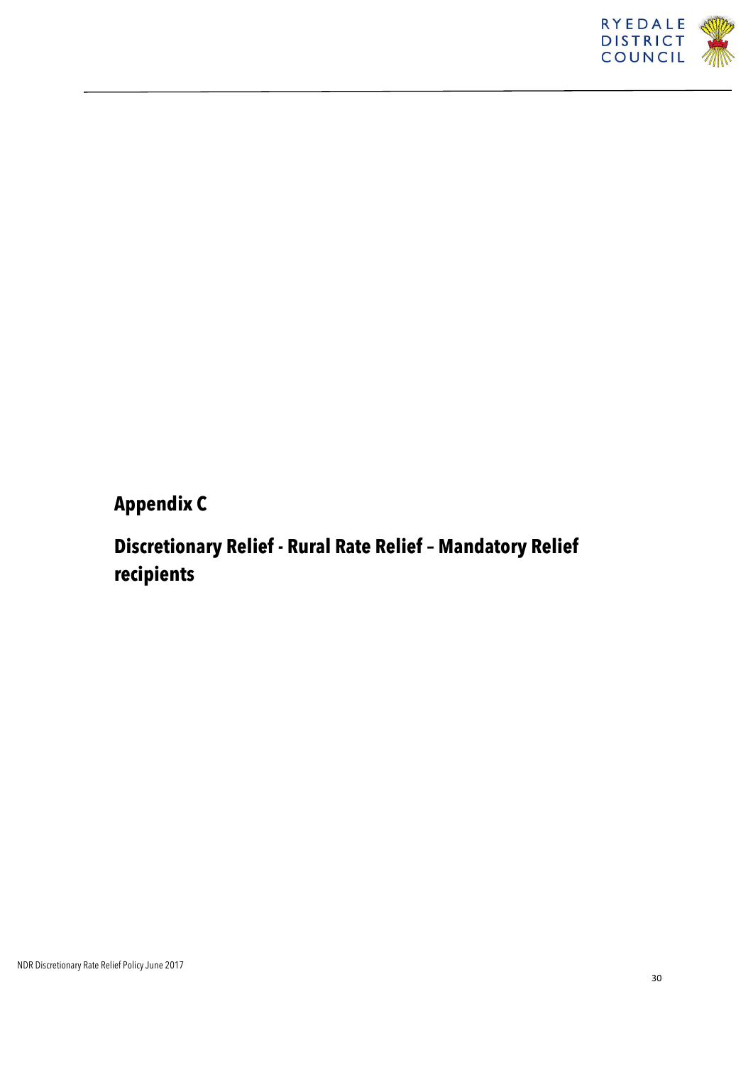# Appendix C

## Discretionary Relief - Rural Rate Relief – Mandatory Relief recipients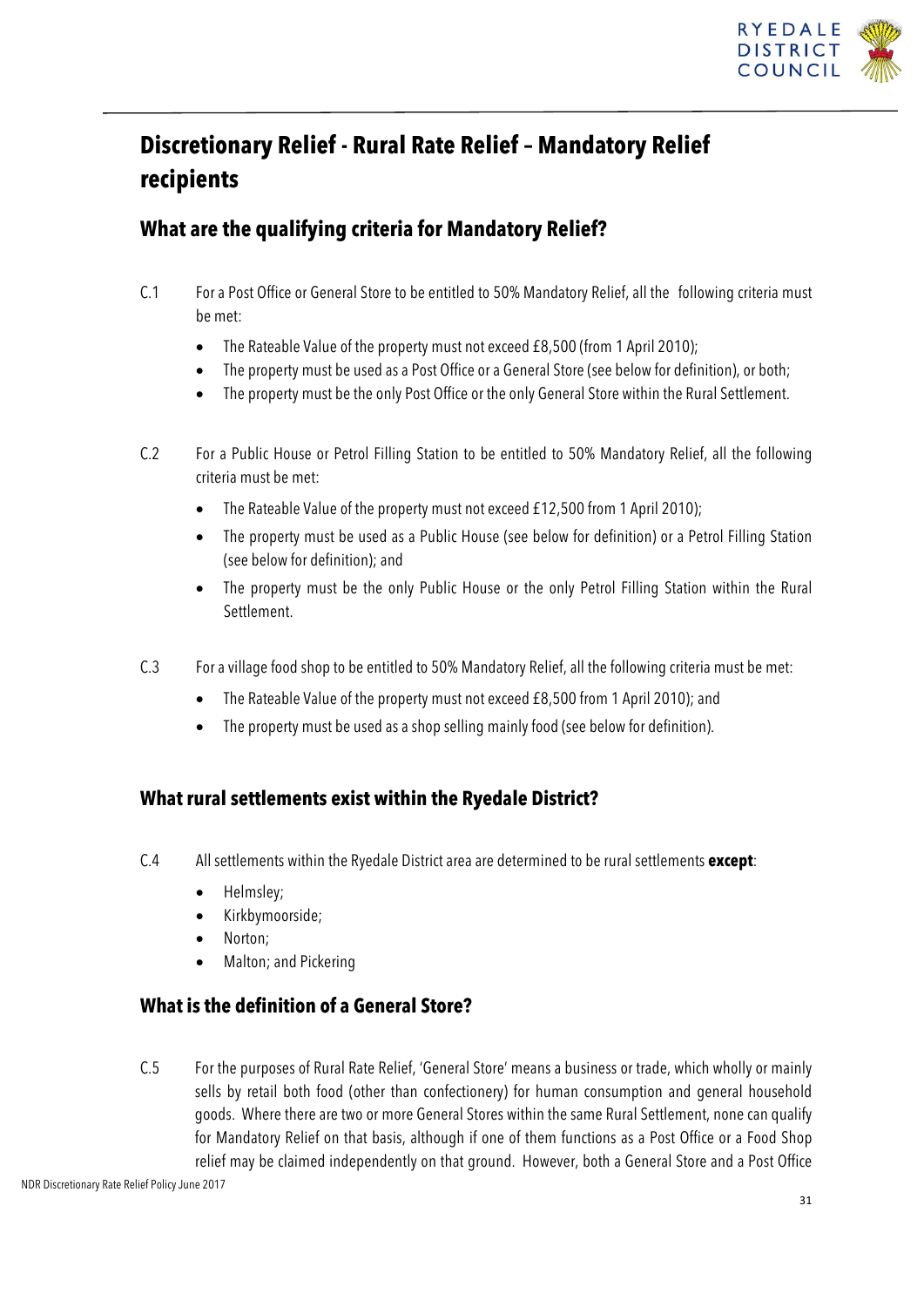# Discretionary Relief - Rural Rate Relief – Mandatory Relief recipients

## What are the qualifying criteria for Mandatory Relief?

C.1 For a Post Office or General Store to be entitled to 50% Mandatory Relief, all the following criteria must be met:

- The Rateable Value of the property must not exceed £8,500 (from 1 April 2010);
- The property must be used as a Post Office or a General Store (see below for definition), or both;
- The property must be the only Post Office or the only General Store within the Rural Settlement.

C.2 For a Public House or Petrol Filling Station to be entitled to 50% Mandatory Relief, all the following criteria must be met:

- The Rateable Value of the property must not exceed £12,500 from 1 April 2010);
- The property must be used as a Public House (see below for definition) or a Petrol Filling Station (see below for definition); and
- The property must be the only Public House or the only Petrol Filling Station within the Rural Settlement.

C.3 For a village food shop to be entitled to 50% Mandatory Relief, all the following criteria must be met:

- The Rateable Value of the property must not exceed £8,500 from 1 April 2010); and
- The property must be used as a shop selling mainly food (see below for definition).

## What rural settlements exist within the Ryedale District?

C.4 All settlements within the Ryedale District area are determined to be rural settlements **except**:

- Helmsley;
- Kirkbymoorside;
- Norton;
- Malton; and Pickering

## What is the definition of a General Store?

C.5 For the purposes of Rural Rate Relief, 'General Store' means a business or trade, which wholly or mainly sells by retail both food (other than confectionery) for human consumption and general household goods. Where there are two or more General Stores within the same Rural Settlement, none can qualify for Mandatory Relief on that basis, although if one of them functions as a Post Office or a Food Shop relief may be claimed independently on that ground. However, both a General Store and a Post Office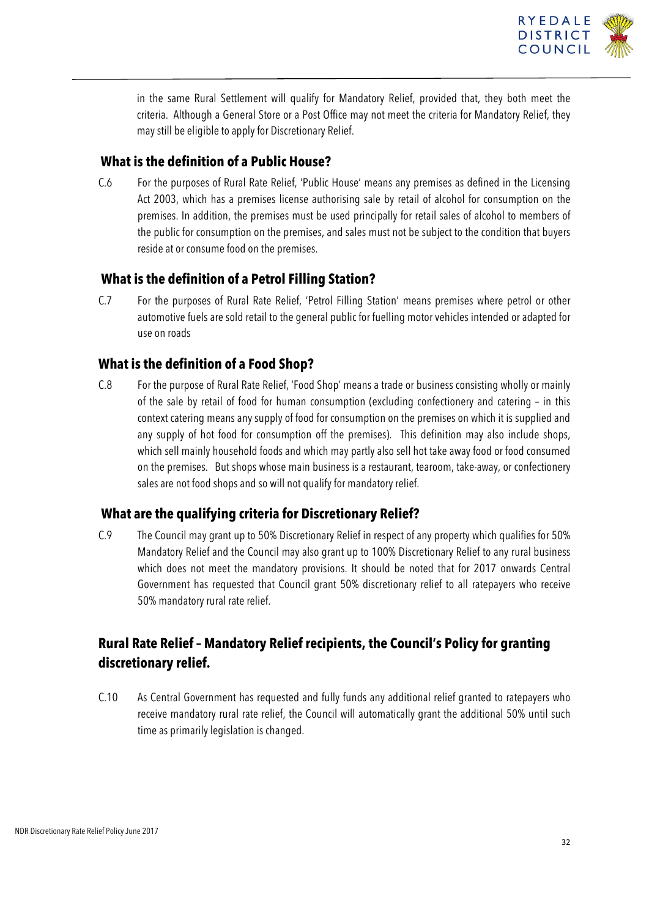in the same Rural Settlement will qualify for Mandatory Relief, provided that, they both meet the criteria. Although a General Store or a Post Office may not meet the criteria for Mandatory Relief, they may still be eligible to apply for Discretionary Relief.

### What is the definition of a Public House?

C.6 For the purposes of Rural Rate Relief, 'Public House' means any premises as defined in the Licensing Act 2003, which has a premises license authorising sale by retail of alcohol for consumption on the premises. In addition, the premises must be used principally for retail sales of alcohol to members of the public for consumption on the premises, and sales must not be subject to the condition that buyers reside at or consume food on the premises.

### What is the definition of a Petrol Filling Station?

C.7 For the purposes of Rural Rate Relief, 'Petrol Filling Station' means premises where petrol or other automotive fuels are sold retail to the general public for fuelling motor vehicles intended or adapted for use on roads

### What is the definition of a Food Shop?

C.8 For the purpose of Rural Rate Relief, 'Food Shop' means a trade or business consisting wholly or mainly of the sale by retail of food for human consumption (excluding confectionery and catering – in this context catering means any supply of food for consumption on the premises on which it is supplied and any supply of hot food for consumption off the premises). This definition may also include shops, which sell mainly household foods and which may partly also sell hot take away food or food consumed on the premises. But shops whose main business is a restaurant, tearoom, take-away, or confectionery sales are not food shops and so will not qualify for mandatory relief.

### What are the qualifying criteria for Discretionary Relief?

C.9 The Council may grant up to 50% Discretionary Relief in respect of any property which qualifies for 50% Mandatory Relief and the Council may also grant up to 100% Discretionary Relief to any rural business which does not meet the mandatory provisions. It should be noted that for 2017 onwards Central Government has requested that Council grant 50% discretionary relief to all ratepayers who receive 50% mandatory rural rate relief.

## Rural Rate Relief – Mandatory Relief recipients, the Council's Policy for granting discretionary relief.

C.10 As Central Government has requested and fully funds any additional relief granted to ratepayers who receive mandatory rural rate relief, the Council will automatically grant the additional 50% until such time as primarily legislation is changed.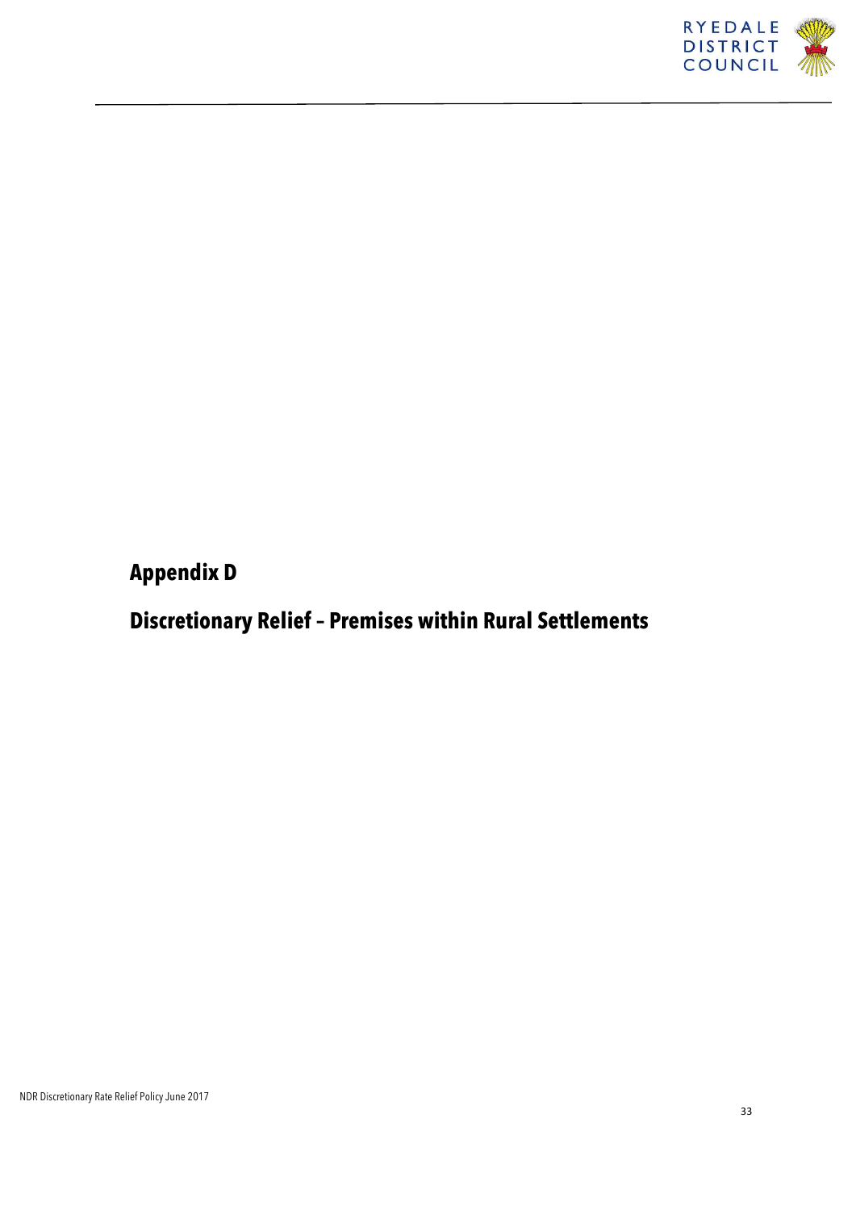# Appendix D

## Discretionary Relief – Premises within Rural Settlements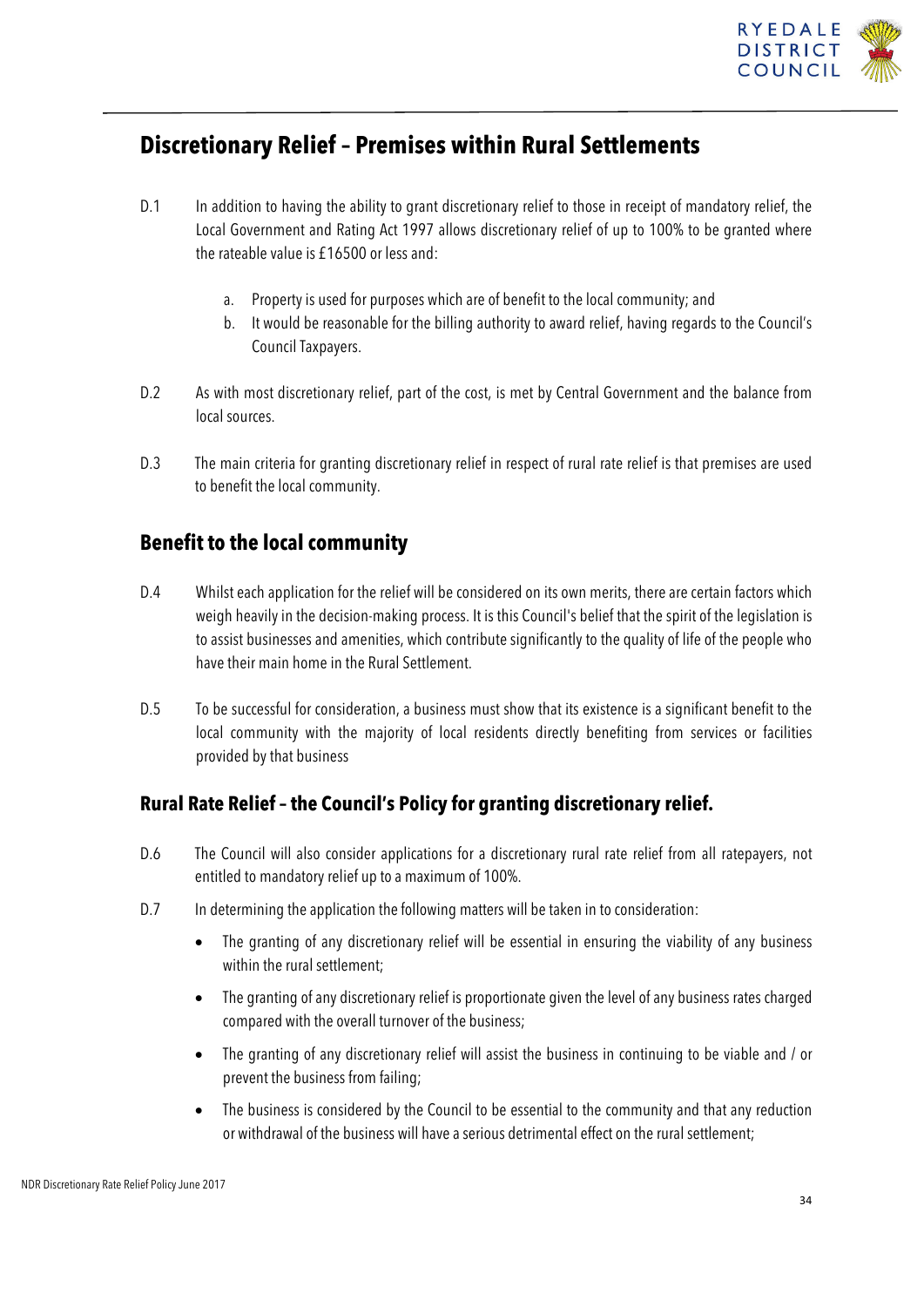## Discretionary Relief – Premises within Rural Settlements

D.1 In addition to having the ability to grant discretionary relief to those in receipt of mandatory relief, the Local Government and Rating Act 1997 allows discretionary relief of up to 100% to be granted where the rateable value is £16500 or less and:

a. Property is used for purposes which are of benefit to the local community; and
b. It would be reasonable for the billing authority to award relief, having regards to the Council's Council Taxpayers.

D.2 As with most discretionary relief, part of the cost, is met by Central Government and the balance from local sources.

D.3 The main criteria for granting discretionary relief in respect of rural rate relief is that premises are used to benefit the local community.

## Benefit to the local community

D.4 Whilst each application for the relief will be considered on its own merits, there are certain factors which weigh heavily in the decision-making process. It is this Council's belief that the spirit of the legislation is to assist businesses and amenities, which contribute significantly to the quality of life of the people who have their main home in the Rural Settlement.

D.5 To be successful for consideration, a business must show that its existence is a significant benefit to the local community with the majority of local residents directly benefiting from services or facilities provided by that business

## Rural Rate Relief – the Council's Policy for granting discretionary relief.

D.6 The Council will also consider applications for a discretionary rural rate relief from all ratepayers, not entitled to mandatory relief up to a maximum of 100%.

D.7 In determining the application the following matters will be taken in to consideration:

- The granting of any discretionary relief will be essential in ensuring the viability of any business within the rural settlement;
- The granting of any discretionary relief is proportionate given the level of any business rates charged compared with the overall turnover of the business;
- The granting of any discretionary relief will assist the business in continuing to be viable and / or prevent the business from failing;
- The business is considered by the Council to be essential to the community and that any reduction or withdrawal of the business will have a serious detrimental effect on the rural settlement;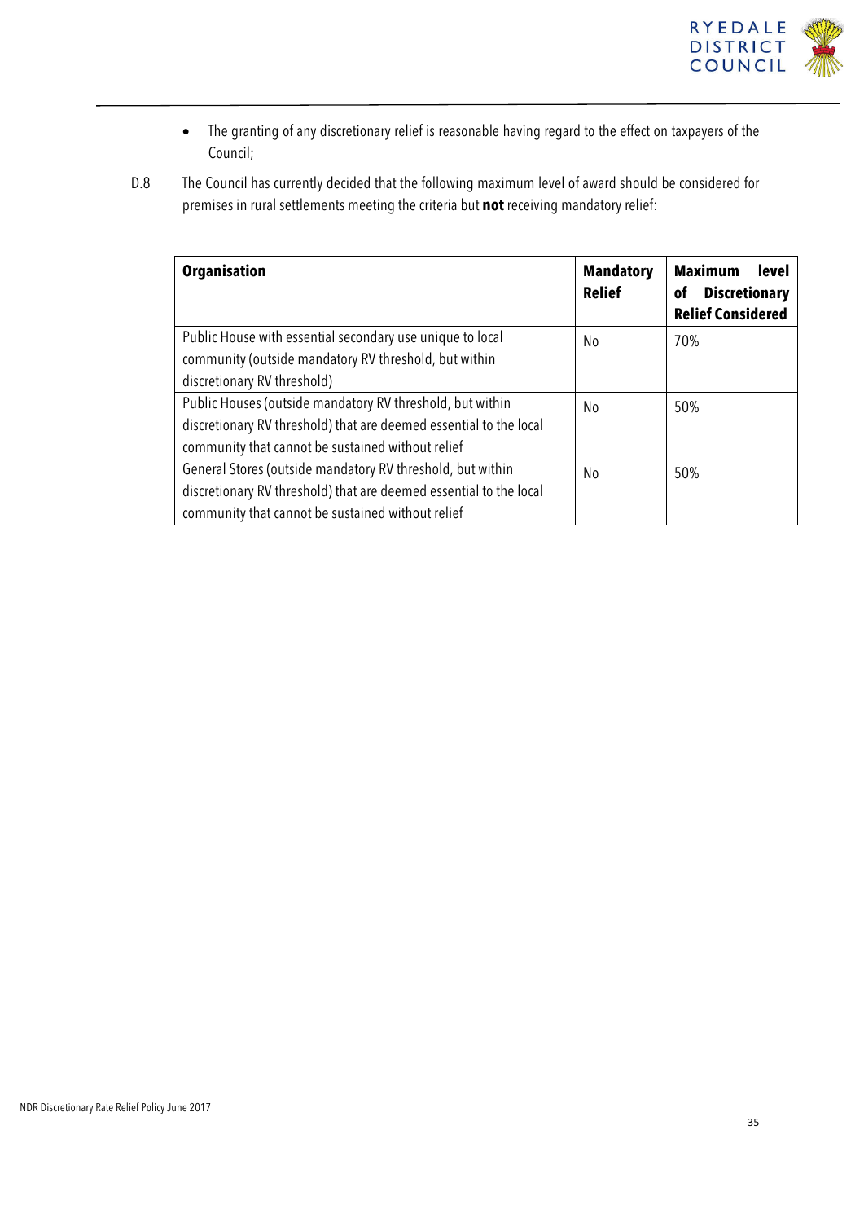- The granting of any discretionary relief is reasonable having regard to the effect on taxpayers of the Council;

D.8 The Council has currently decided that the following maximum level of award should be considered for premises in rural settlements meeting the criteria but **not** receiving mandatory relief:

| **Organisation** | **Mandatory Relief** | **Maximum level of Discretionary Relief Considered** |
|---|---|---|
| Public House with essential secondary use unique to local community (outside mandatory RV threshold, but within discretionary RV threshold) | No | 70% |
| Public Houses (outside mandatory RV threshold, but within discretionary RV threshold) that are deemed essential to the local community that cannot be sustained without relief | No | 50% |
| General Stores (outside mandatory RV threshold, but within discretionary RV threshold) that are deemed essential to the local community that cannot be sustained without relief | No | 50% |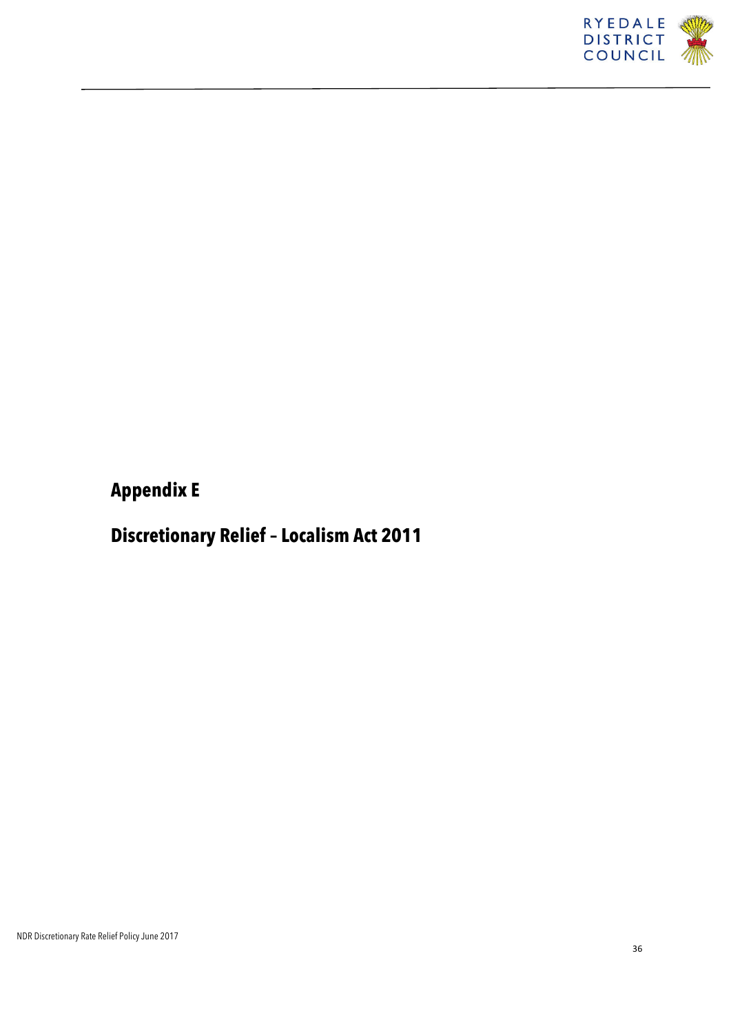# Appendix E

# Discretionary Relief – Localism Act 2011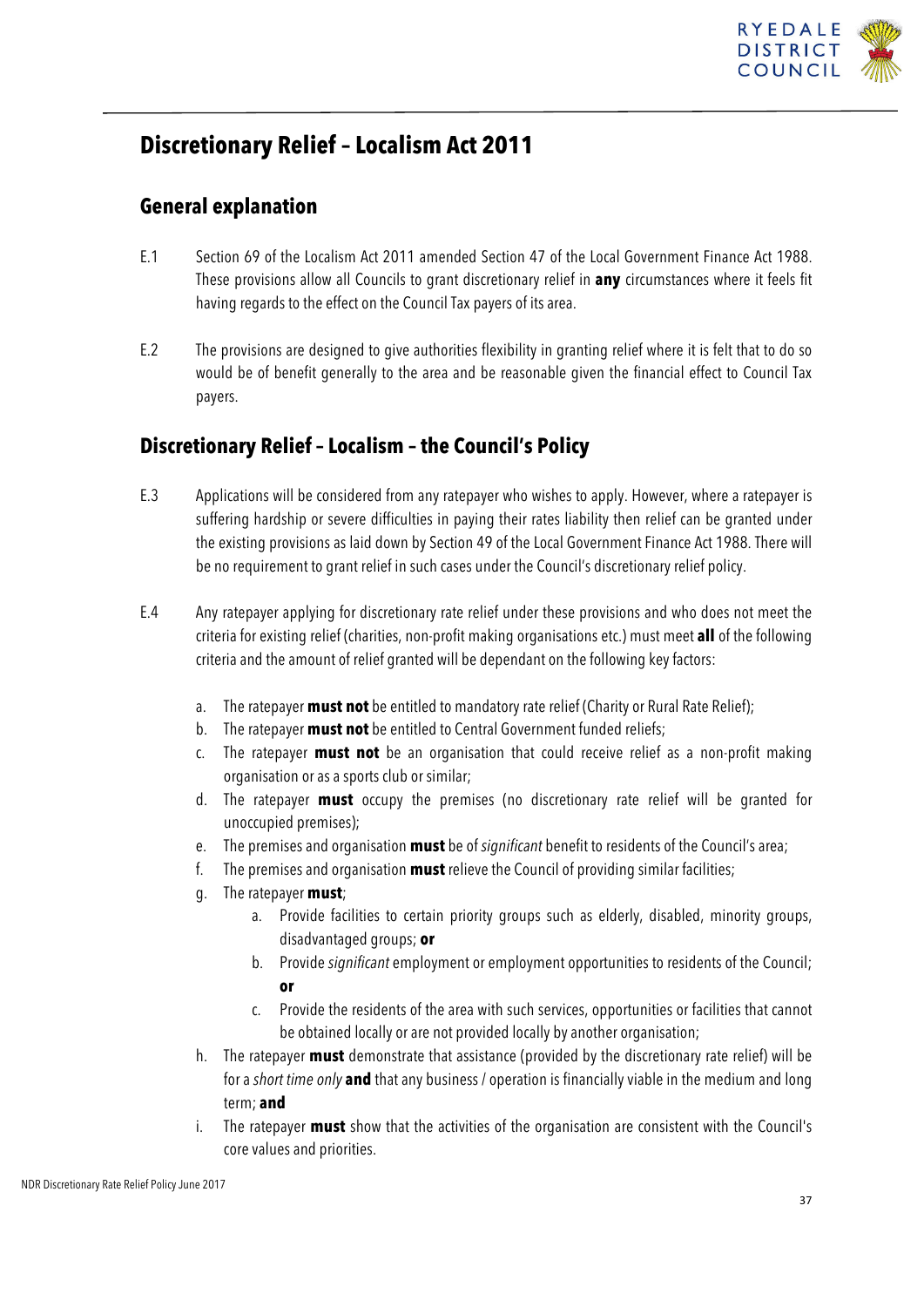## Discretionary Relief – Localism Act 2011

### General explanation

E.1 Section 69 of the Localism Act 2011 amended Section 47 of the Local Government Finance Act 1988. These provisions allow all Councils to grant discretionary relief in **any** circumstances where it feels fit having regards to the effect on the Council Tax payers of its area.

E.2 The provisions are designed to give authorities flexibility in granting relief where it is felt that to do so would be of benefit generally to the area and be reasonable given the financial effect to Council Tax payers.

### Discretionary Relief – Localism – the Council's Policy

E.3 Applications will be considered from any ratepayer who wishes to apply. However, where a ratepayer is suffering hardship or severe difficulties in paying their rates liability then relief can be granted under the existing provisions as laid down by Section 49 of the Local Government Finance Act 1988. There will be no requirement to grant relief in such cases under the Council's discretionary relief policy.

E.4 Any ratepayer applying for discretionary rate relief under these provisions and who does not meet the criteria for existing relief (charities, non-profit making organisations etc.) must meet **all** of the following criteria and the amount of relief granted will be dependant on the following key factors:

a. The ratepayer **must not** be entitled to mandatory rate relief (Charity or Rural Rate Relief);
b. The ratepayer **must not** be entitled to Central Government funded reliefs;
c. The ratepayer **must not** be an organisation that could receive relief as a non-profit making organisation or as a sports club or similar;
d. The ratepayer **must** occupy the premises (no discretionary rate relief will be granted for unoccupied premises);
e. The premises and organisation **must** be of *significant* benefit to residents of the Council's area;
f. The premises and organisation **must** relieve the Council of providing similar facilities;
g. The ratepayer **must**;
    a. Provide facilities to certain priority groups such as elderly, disabled, minority groups, disadvantaged groups; **or**
    b. Provide *significant* employment or employment opportunities to residents of the Council; **or**
    c. Provide the residents of the area with such services, opportunities or facilities that cannot be obtained locally or are not provided locally by another organisation;
h. The ratepayer **must** demonstrate that assistance (provided by the discretionary rate relief) will be for a *short time only* **and** that any business / operation is financially viable in the medium and long term; **and**
i. The ratepayer **must** show that the activities of the organisation are consistent with the Council's core values and priorities.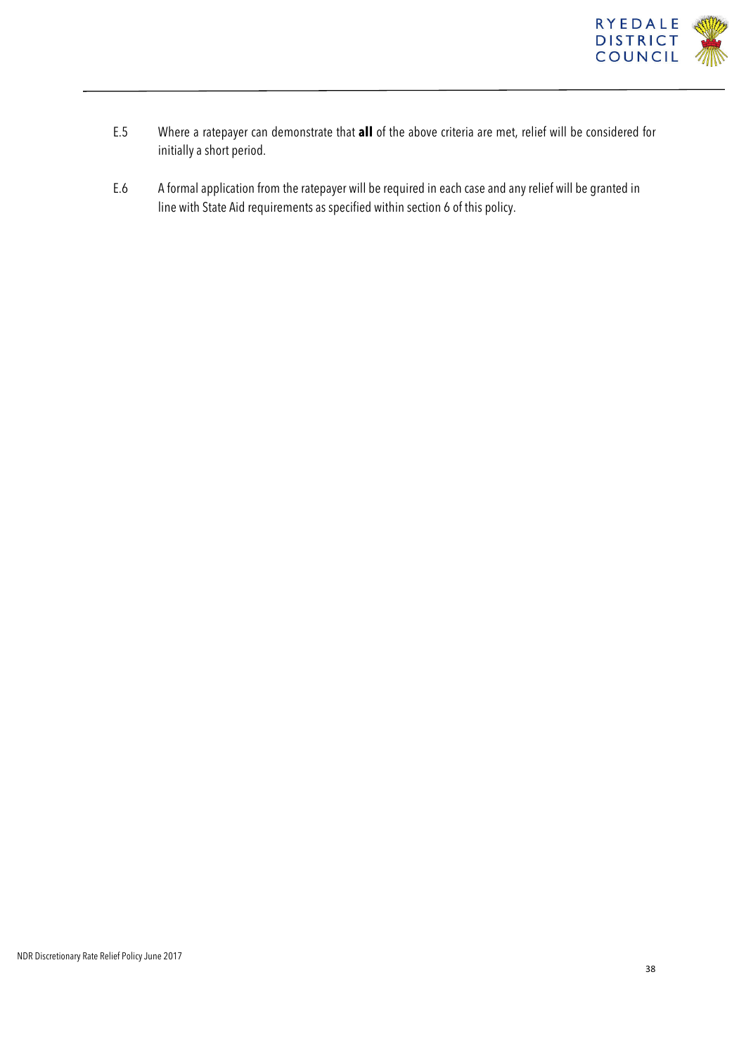E.5 Where a ratepayer can demonstrate that **all** of the above criteria are met, relief will be considered for initially a short period.

E.6 A formal application from the ratepayer will be required in each case and any relief will be granted in line with State Aid requirements as specified within section 6 of this policy.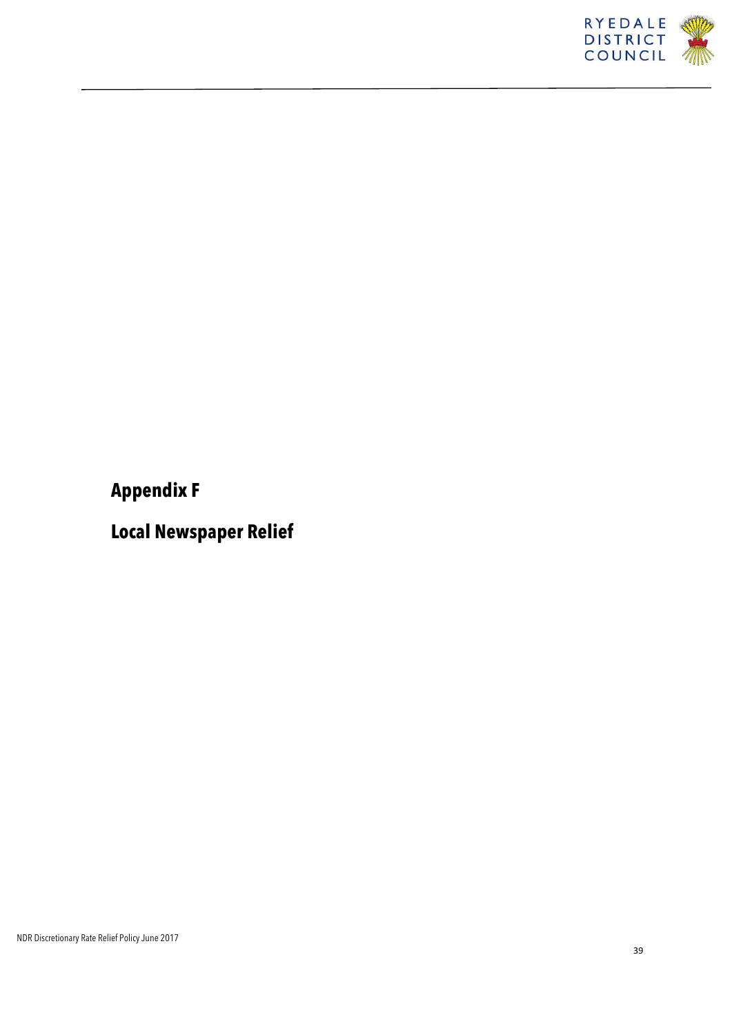# Appendix F

# Local Newspaper Relief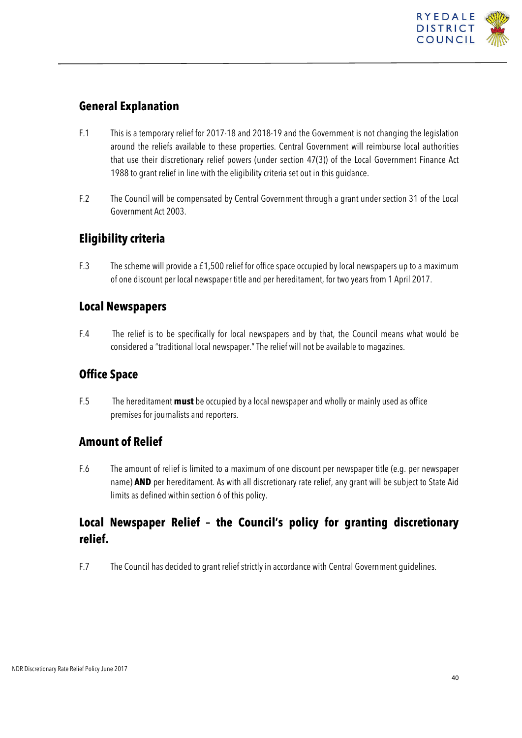## General Explanation

F.1 This is a temporary relief for 2017-18 and 2018-19 and the Government is not changing the legislation around the reliefs available to these properties. Central Government will reimburse local authorities that use their discretionary relief powers (under section 47(3)) of the Local Government Finance Act 1988 to grant relief in line with the eligibility criteria set out in this guidance.

F.2 The Council will be compensated by Central Government through a grant under section 31 of the Local Government Act 2003.

## Eligibility criteria

F.3 The scheme will provide a £1,500 relief for office space occupied by local newspapers up to a maximum of one discount per local newspaper title and per hereditament, for two years from 1 April 2017.

## Local Newspapers

F.4 The relief is to be specifically for local newspapers and by that, the Council means what would be considered a "traditional local newspaper." The relief will not be available to magazines.

## Office Space

F.5 The hereditament **must** be occupied by a local newspaper and wholly or mainly used as office premises for journalists and reporters.

## Amount of Relief

F.6 The amount of relief is limited to a maximum of one discount per newspaper title (e.g. per newspaper name) **AND** per hereditament. As with all discretionary rate relief, any grant will be subject to State Aid limits as defined within section 6 of this policy.

## Local Newspaper Relief – the Council's policy for granting discretionary relief.

F.7 The Council has decided to grant relief strictly in accordance with Central Government guidelines.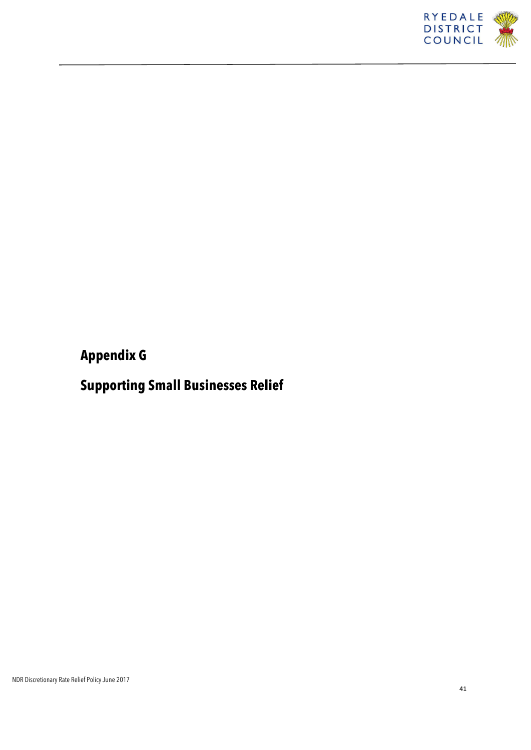# Appendix G

# Supporting Small Businesses Relief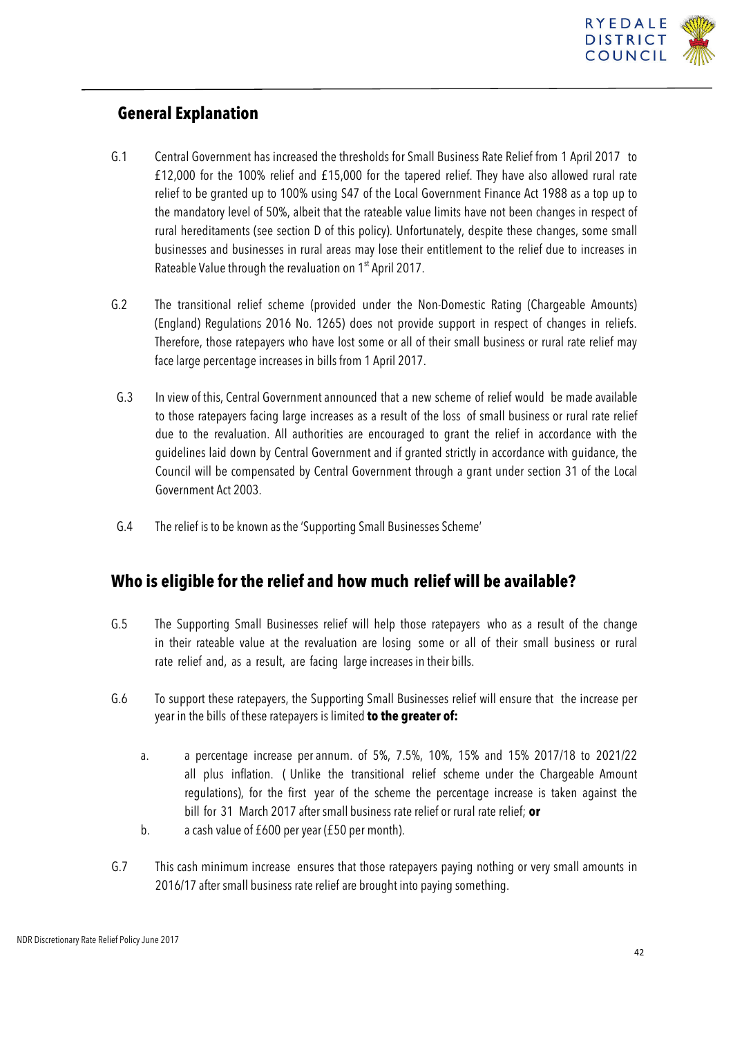## General Explanation

G.1 Central Government has increased the thresholds for Small Business Rate Relief from 1 April 2017 to £12,000 for the 100% relief and £15,000 for the tapered relief. They have also allowed rural rate relief to be granted up to 100% using S47 of the Local Government Finance Act 1988 as a top up to the mandatory level of 50%, albeit that the rateable value limits have not been changes in respect of rural hereditaments (see section D of this policy). Unfortunately, despite these changes, some small businesses and businesses in rural areas may lose their entitlement to the relief due to increases in Rateable Value through the revaluation on 1st April 2017.

G.2 The transitional relief scheme (provided under the Non-Domestic Rating (Chargeable Amounts) (England) Regulations 2016 No. 1265) does not provide support in respect of changes in reliefs. Therefore, those ratepayers who have lost some or all of their small business or rural rate relief may face large percentage increases in bills from 1 April 2017.

G.3 In view of this, Central Government announced that a new scheme of relief would be made available to those ratepayers facing large increases as a result of the loss of small business or rural rate relief due to the revaluation. All authorities are encouraged to grant the relief in accordance with the guidelines laid down by Central Government and if granted strictly in accordance with guidance, the Council will be compensated by Central Government through a grant under section 31 of the Local Government Act 2003.

G.4 The relief is to be known as the 'Supporting Small Businesses Scheme'

## Who is eligible for the relief and how much relief will be available?

G.5 The Supporting Small Businesses relief will help those ratepayers who as a result of the change in their rateable value at the revaluation are losing some or all of their small business or rural rate relief and, as a result, are facing large increases in their bills.

G.6 To support these ratepayers, the Supporting Small Businesses relief will ensure that the increase per year in the bills of these ratepayers is limited **to the greater of:**

a. a percentage increase per annum. of 5%, 7.5%, 10%, 15% and 15% 2017/18 to 2021/22 all plus inflation. ( Unlike the transitional relief scheme under the Chargeable Amount regulations), for the first year of the scheme the percentage increase is taken against the bill for 31 March 2017 after small business rate relief or rural rate relief; **or**

b. a cash value of £600 per year (£50 per month).

G.7 This cash minimum increase ensures that those ratepayers paying nothing or very small amounts in 2016/17 after small business rate relief are brought into paying something.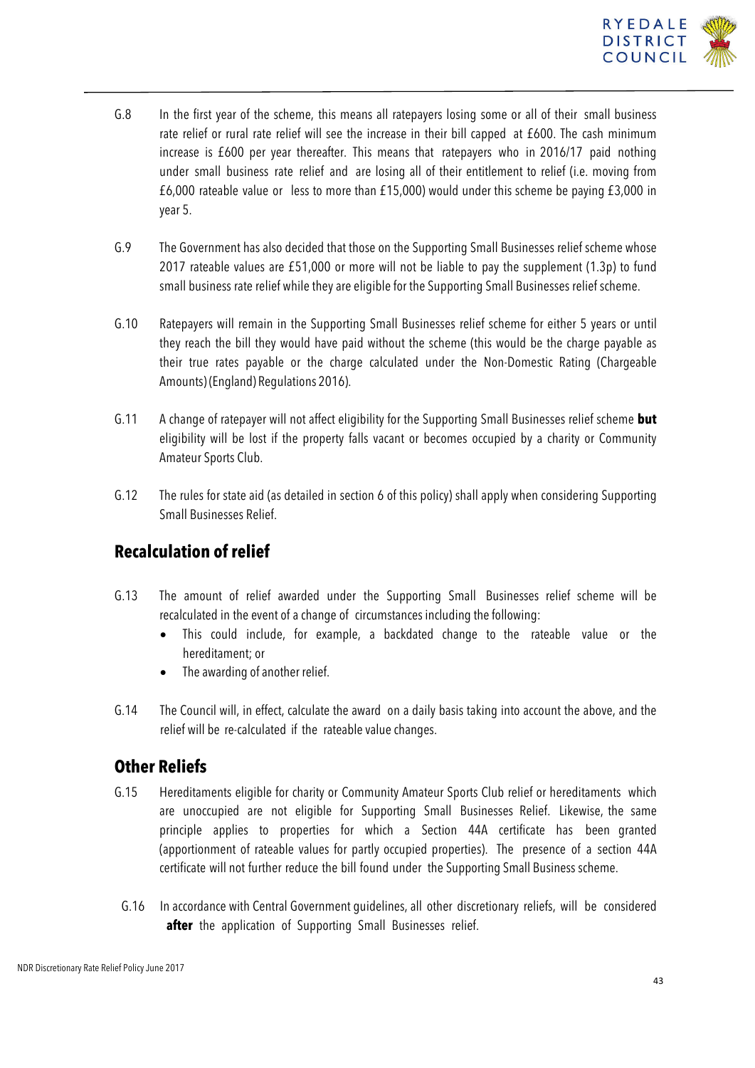G.8 In the first year of the scheme, this means all ratepayers losing some or all of their small business rate relief or rural rate relief will see the increase in their bill capped at £600. The cash minimum increase is £600 per year thereafter. This means that ratepayers who in 2016/17 paid nothing under small business rate relief and are losing all of their entitlement to relief (i.e. moving from £6,000 rateable value or less to more than £15,000) would under this scheme be paying £3,000 in year 5.

G.9 The Government has also decided that those on the Supporting Small Businesses relief scheme whose 2017 rateable values are £51,000 or more will not be liable to pay the supplement (1.3p) to fund small business rate relief while they are eligible for the Supporting Small Businesses relief scheme.

G.10 Ratepayers will remain in the Supporting Small Businesses relief scheme for either 5 years or until they reach the bill they would have paid without the scheme (this would be the charge payable as their true rates payable or the charge calculated under the Non-Domestic Rating (Chargeable Amounts) (England) Regulations 2016).

G.11 A change of ratepayer will not affect eligibility for the Supporting Small Businesses relief scheme **but** eligibility will be lost if the property falls vacant or becomes occupied by a charity or Community Amateur Sports Club.

G.12 The rules for state aid (as detailed in section 6 of this policy) shall apply when considering Supporting Small Businesses Relief.

## Recalculation of relief

G.13 The amount of relief awarded under the Supporting Small Businesses relief scheme will be recalculated in the event of a change of circumstances including the following:

- This could include, for example, a backdated change to the rateable value or the hereditament; or
- The awarding of another relief.

G.14 The Council will, in effect, calculate the award on a daily basis taking into account the above, and the relief will be re-calculated if the rateable value changes.

## Other Reliefs

G.15 Hereditaments eligible for charity or Community Amateur Sports Club relief or hereditaments which are unoccupied are not eligible for Supporting Small Businesses Relief. Likewise, the same principle applies to properties for which a Section 44A certificate has been granted (apportionment of rateable values for partly occupied properties). The presence of a section 44A certificate will not further reduce the bill found under the Supporting Small Business scheme.

G.16 In accordance with Central Government guidelines, all other discretionary reliefs, will be considered **after** the application of Supporting Small Businesses relief.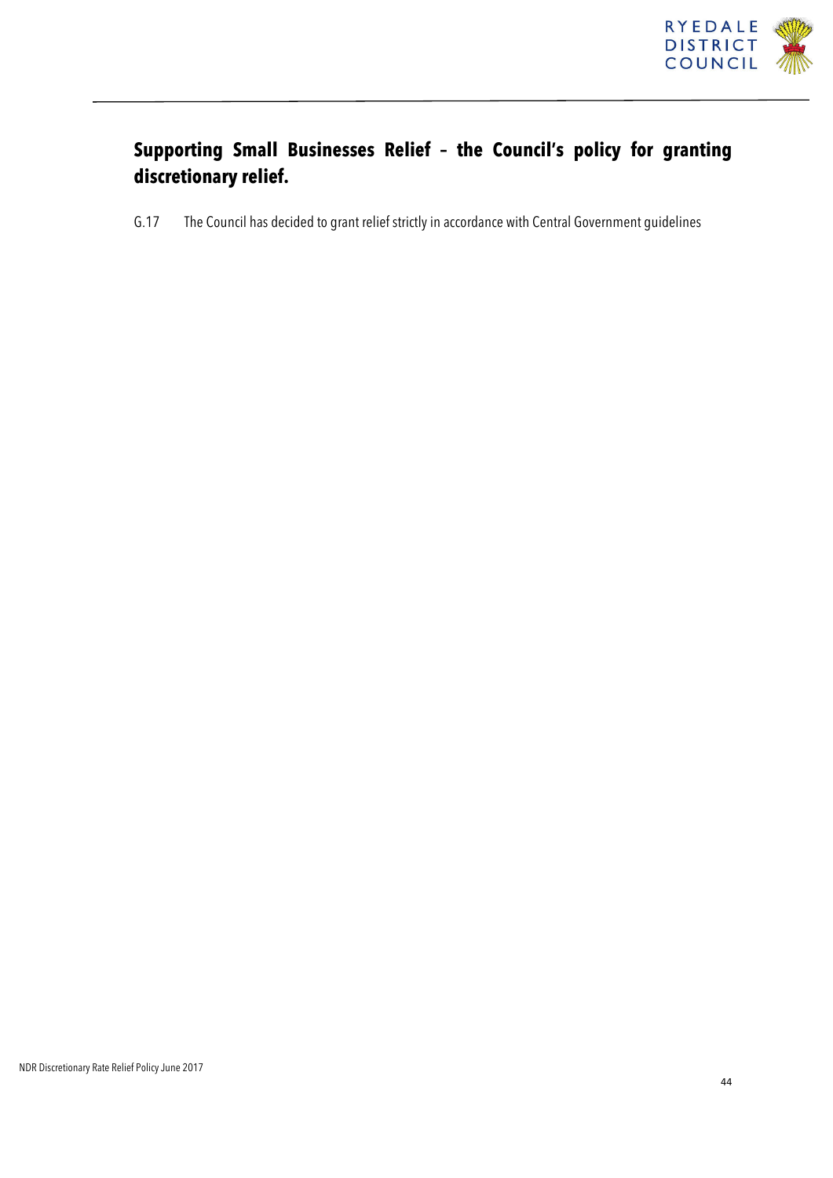## Supporting Small Businesses Relief – the Council's policy for granting discretionary relief.

G.17 The Council has decided to grant relief strictly in accordance with Central Government guidelines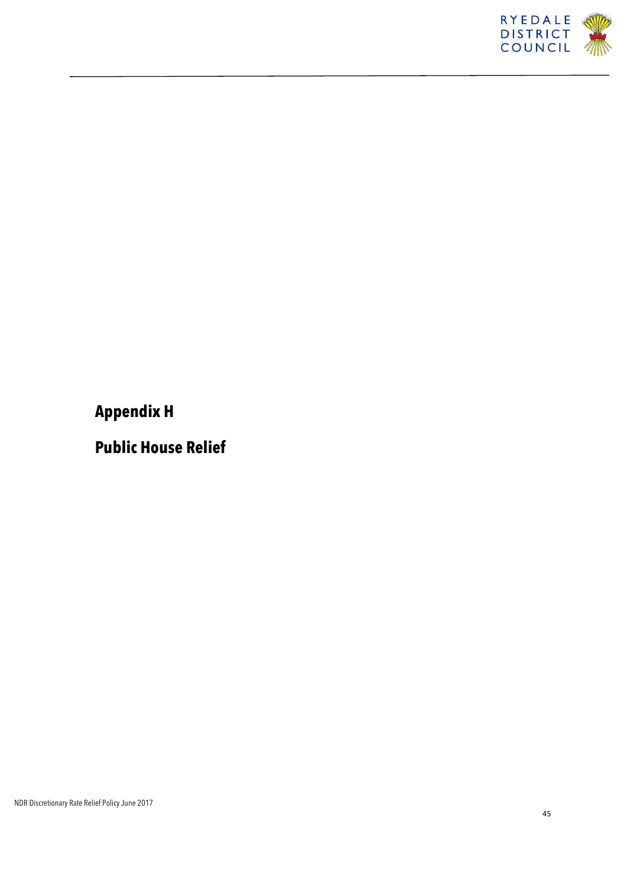# Appendix H

# Public House Relief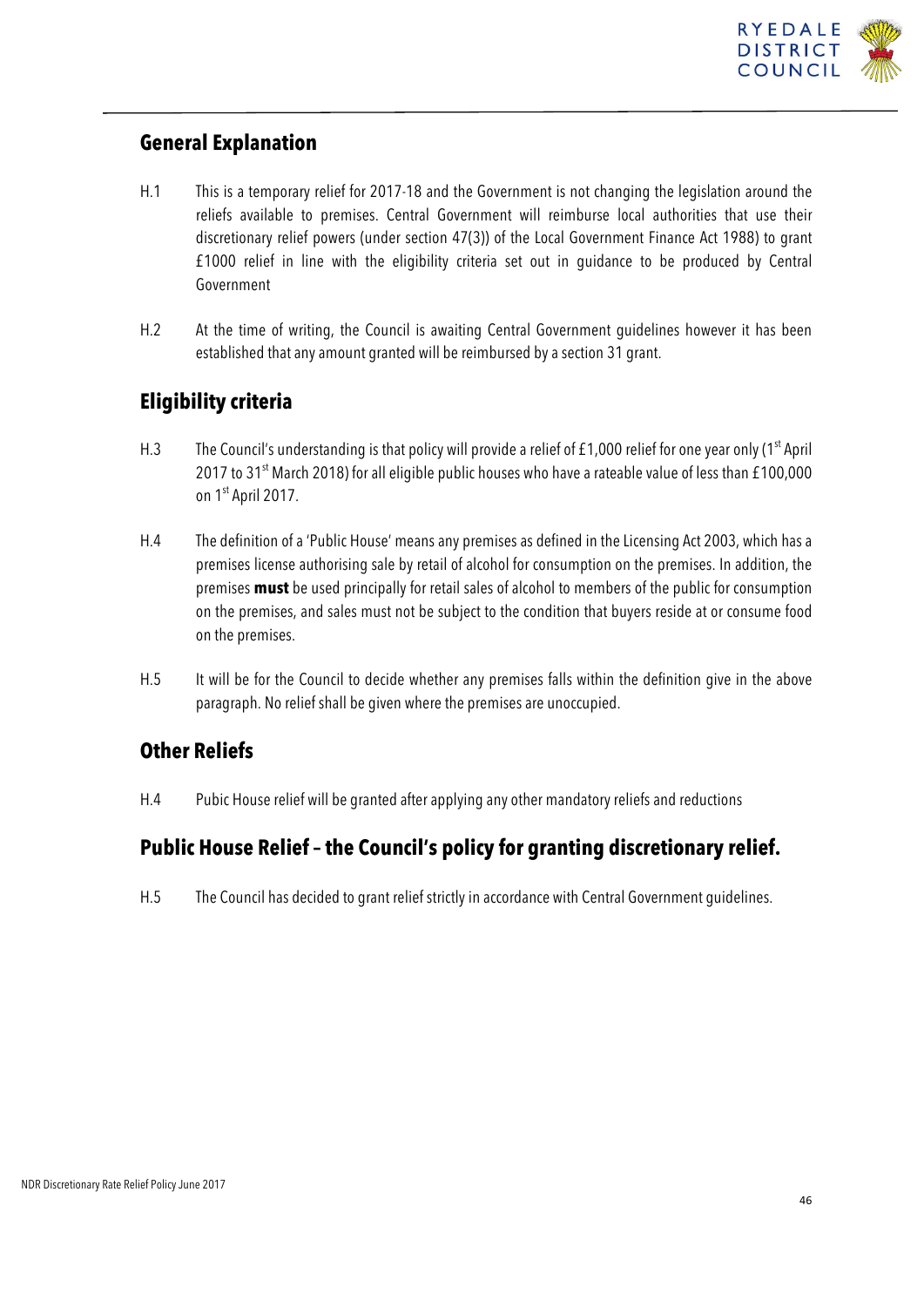## General Explanation

H.1 This is a temporary relief for 2017-18 and the Government is not changing the legislation around the reliefs available to premises. Central Government will reimburse local authorities that use their discretionary relief powers (under section 47(3)) of the Local Government Finance Act 1988) to grant £1000 relief in line with the eligibility criteria set out in guidance to be produced by Central Government

H.2 At the time of writing, the Council is awaiting Central Government guidelines however it has been established that any amount granted will be reimbursed by a section 31 grant.

## Eligibility criteria

H.3 The Council's understanding is that policy will provide a relief of £1,000 relief for one year only (1st April 2017 to 31st March 2018) for all eligible public houses who have a rateable value of less than £100,000 on 1st April 2017.

H.4 The definition of a 'Public House' means any premises as defined in the Licensing Act 2003, which has a premises license authorising sale by retail of alcohol for consumption on the premises. In addition, the premises **must** be used principally for retail sales of alcohol to members of the public for consumption on the premises, and sales must not be subject to the condition that buyers reside at or consume food on the premises.

H.5 It will be for the Council to decide whether any premises falls within the definition give in the above paragraph. No relief shall be given where the premises are unoccupied.

## Other Reliefs

H.4 Pubic House relief will be granted after applying any other mandatory reliefs and reductions

## Public House Relief – the Council's policy for granting discretionary relief.

H.5 The Council has decided to grant relief strictly in accordance with Central Government guidelines.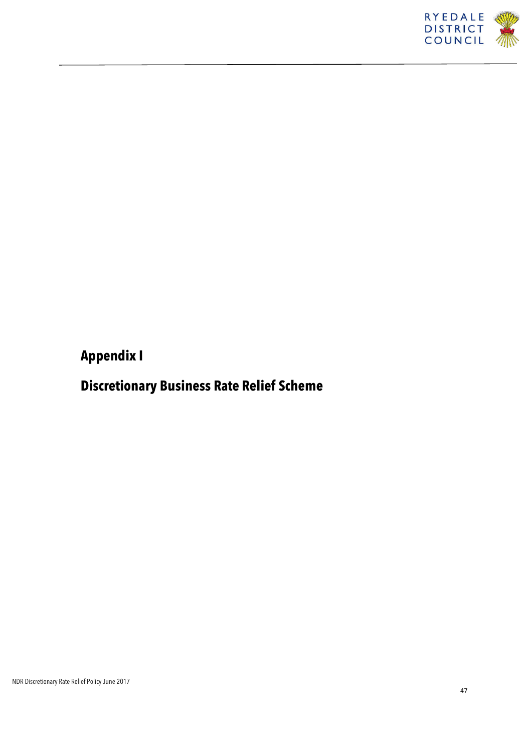# Appendix I

# Discretionary Business Rate Relief Scheme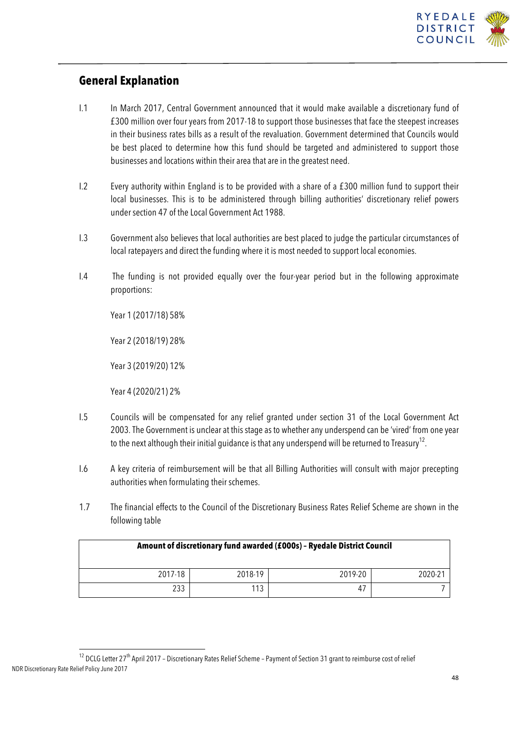## General Explanation

I.1 In March 2017, Central Government announced that it would make available a discretionary fund of £300 million over four years from 2017-18 to support those businesses that face the steepest increases in their business rates bills as a result of the revaluation. Government determined that Councils would be best placed to determine how this fund should be targeted and administered to support those businesses and locations within their area that are in the greatest need.

I.2 Every authority within England is to be provided with a share of a £300 million fund to support their local businesses. This is to be administered through billing authorities' discretionary relief powers under section 47 of the Local Government Act 1988.

I.3 Government also believes that local authorities are best placed to judge the particular circumstances of local ratepayers and direct the funding where it is most needed to support local economies.

I.4 The funding is not provided equally over the four-year period but in the following approximate proportions:

Year 1 (2017/18) 58%

Year 2 (2018/19) 28%

Year 3 (2019/20) 12%

Year 4 (2020/21) 2%

I.5 Councils will be compensated for any relief granted under section 31 of the Local Government Act 2003. The Government is unclear at this stage as to whether any underspend can be 'vired' from one year to the next although their initial guidance is that any underspend will be returned to Treasury[12].

I.6 A key criteria of reimbursement will be that all Billing Authorities will consult with major precepting authorities when formulating their schemes.

1.7 The financial effects to the Council of the Discretionary Business Rates Relief Scheme are shown in the following table

| **Amount of discretionary fund awarded (£000s) – Ryedale District Council** | | | |
|---|---|---|---|
| 2017-18 | 2018-19 | 2019-20 | 2020-21 |
| 233 | 113 | 47 | 7 |

[12] DCLG Letter 27th April 2017 – Discretionary Rates Relief Scheme – Payment of Section 31 grant to reimburse cost of relief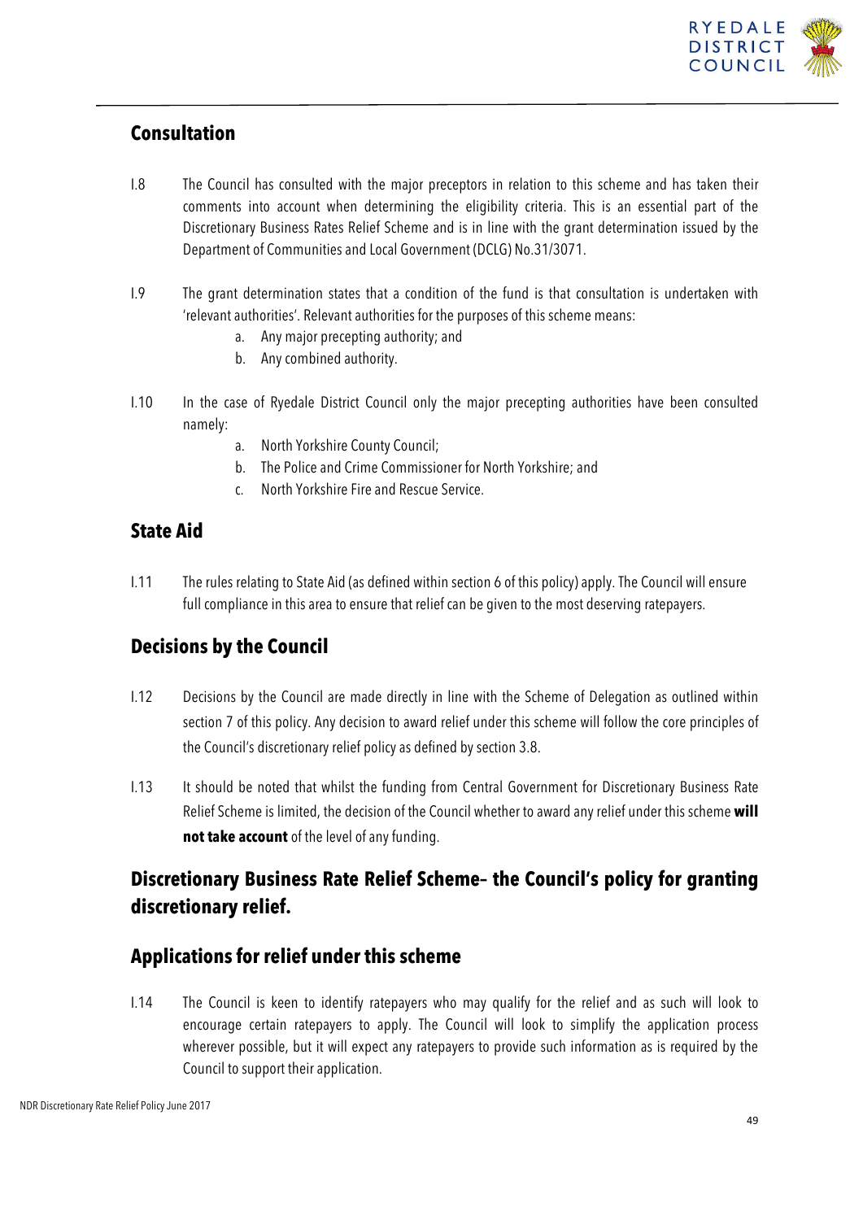## Consultation

I.8 The Council has consulted with the major preceptors in relation to this scheme and has taken their comments into account when determining the eligibility criteria. This is an essential part of the Discretionary Business Rates Relief Scheme and is in line with the grant determination issued by the Department of Communities and Local Government (DCLG) No.31/3071.

I.9 The grant determination states that a condition of the fund is that consultation is undertaken with 'relevant authorities'. Relevant authorities for the purposes of this scheme means:

a. Any major precepting authority; and
b. Any combined authority.

I.10 In the case of Ryedale District Council only the major precepting authorities have been consulted namely:

a. North Yorkshire County Council;
b. The Police and Crime Commissioner for North Yorkshire; and
c. North Yorkshire Fire and Rescue Service.

## State Aid

I.11 The rules relating to State Aid (as defined within section 6 of this policy) apply. The Council will ensure full compliance in this area to ensure that relief can be given to the most deserving ratepayers.

## Decisions by the Council

I.12 Decisions by the Council are made directly in line with the Scheme of Delegation as outlined within section 7 of this policy. Any decision to award relief under this scheme will follow the core principles of the Council's discretionary relief policy as defined by section 3.8.

I.13 It should be noted that whilst the funding from Central Government for Discretionary Business Rate Relief Scheme is limited, the decision of the Council whether to award any relief under this scheme **will not take account** of the level of any funding.

## Discretionary Business Rate Relief Scheme– the Council's policy for granting discretionary relief.

## Applications for relief under this scheme

I.14 The Council is keen to identify ratepayers who may qualify for the relief and as such will look to encourage certain ratepayers to apply. The Council will look to simplify the application process wherever possible, but it will expect any ratepayers to provide such information as is required by the Council to support their application.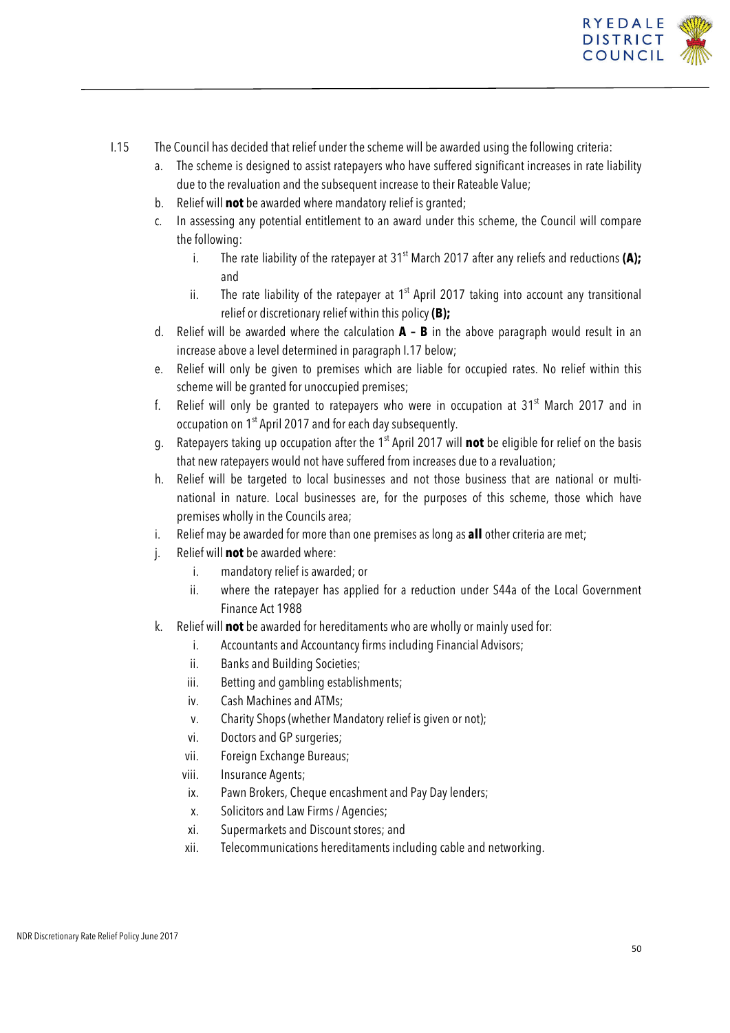I.15 The Council has decided that relief under the scheme will be awarded using the following criteria:

a. The scheme is designed to assist ratepayers who have suffered significant increases in rate liability due to the revaluation and the subsequent increase to their Rateable Value;

b. Relief will **not** be awarded where mandatory relief is granted;

c. In assessing any potential entitlement to an award under this scheme, the Council will compare the following:

   i. The rate liability of the ratepayer at 31st March 2017 after any reliefs and reductions **(A);** and

   ii. The rate liability of the ratepayer at 1st April 2017 taking into account any transitional relief or discretionary relief within this policy **(B);**

d. Relief will be awarded where the calculation **A – B** in the above paragraph would result in an increase above a level determined in paragraph I.17 below;

e. Relief will only be given to premises which are liable for occupied rates. No relief within this scheme will be granted for unoccupied premises;

f. Relief will only be granted to ratepayers who were in occupation at 31st March 2017 and in occupation on 1st April 2017 and for each day subsequently.

g. Ratepayers taking up occupation after the 1st April 2017 will **not** be eligible for relief on the basis that new ratepayers would not have suffered from increases due to a revaluation;

h. Relief will be targeted to local businesses and not those business that are national or multi-national in nature. Local businesses are, for the purposes of this scheme, those which have premises wholly in the Councils area;

i. Relief may be awarded for more than one premises as long as **all** other criteria are met;

j. Relief will **not** be awarded where:

   i. mandatory relief is awarded; or

   ii. where the ratepayer has applied for a reduction under S44a of the Local Government Finance Act 1988

k. Relief will **not** be awarded for hereditaments who are wholly or mainly used for:

   i. Accountants and Accountancy firms including Financial Advisors;

   ii. Banks and Building Societies;

   iii. Betting and gambling establishments;

   iv. Cash Machines and ATMs;

   v. Charity Shops (whether Mandatory relief is given or not);

   vi. Doctors and GP surgeries;

   vii. Foreign Exchange Bureaus;

   viii. Insurance Agents;

   ix. Pawn Brokers, Cheque encashment and Pay Day lenders;

   x. Solicitors and Law Firms / Agencies;

   xi. Supermarkets and Discount stores; and

   xii. Telecommunications hereditaments including cable and networking.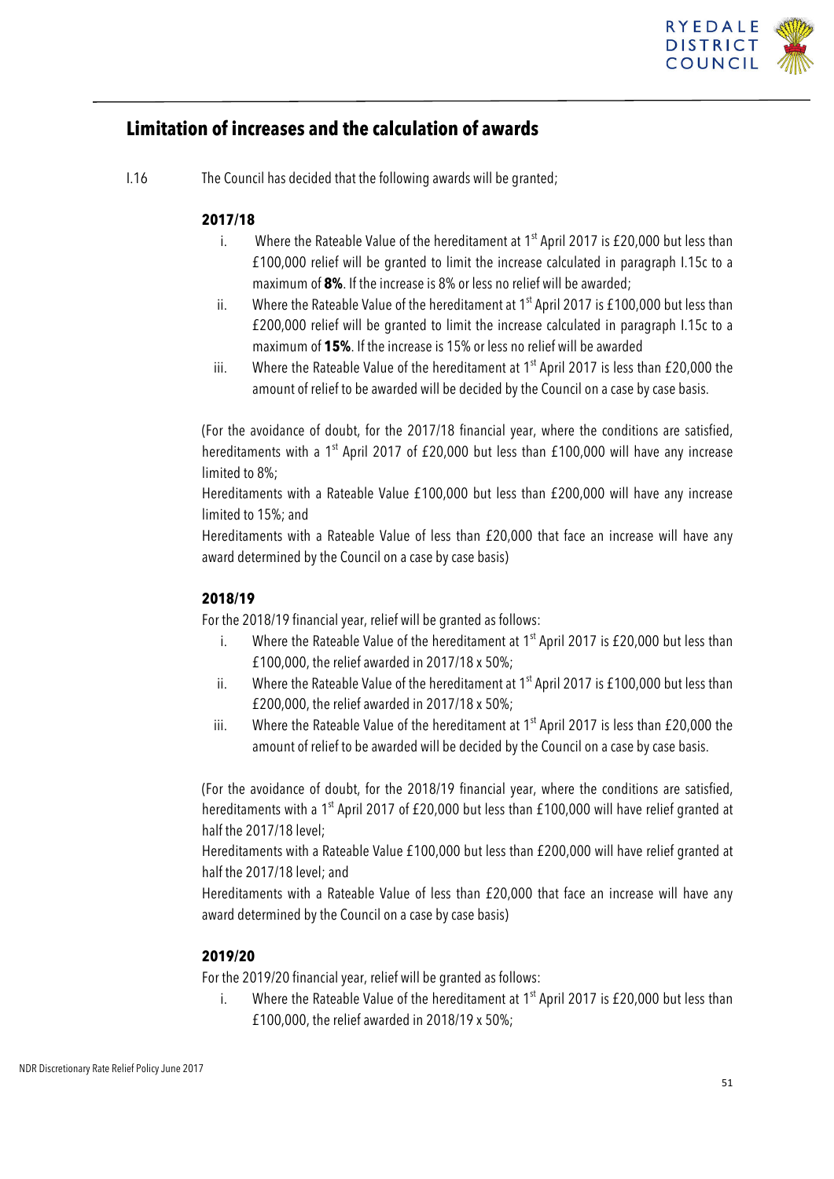## Limitation of increases and the calculation of awards

I.16 The Council has decided that the following awards will be granted;

**2017/18**

i. Where the Rateable Value of the hereditament at 1st April 2017 is £20,000 but less than £100,000 relief will be granted to limit the increase calculated in paragraph I.15c to a maximum of **8%**. If the increase is 8% or less no relief will be awarded;

ii. Where the Rateable Value of the hereditament at 1st April 2017 is £100,000 but less than £200,000 relief will be granted to limit the increase calculated in paragraph I.15c to a maximum of **15%**. If the increase is 15% or less no relief will be awarded

iii. Where the Rateable Value of the hereditament at 1st April 2017 is less than £20,000 the amount of relief to be awarded will be decided by the Council on a case by case basis.

(For the avoidance of doubt, for the 2017/18 financial year, where the conditions are satisfied, hereditaments with a 1st April 2017 of £20,000 but less than £100,000 will have any increase limited to 8%;

Hereditaments with a Rateable Value £100,000 but less than £200,000 will have any increase limited to 15%; and

Hereditaments with a Rateable Value of less than £20,000 that face an increase will have any award determined by the Council on a case by case basis)

**2018/19**

For the 2018/19 financial year, relief will be granted as follows:

i. Where the Rateable Value of the hereditament at 1st April 2017 is £20,000 but less than £100,000, the relief awarded in 2017/18 x 50%;

ii. Where the Rateable Value of the hereditament at 1st April 2017 is £100,000 but less than £200,000, the relief awarded in 2017/18 x 50%;

iii. Where the Rateable Value of the hereditament at 1st April 2017 is less than £20,000 the amount of relief to be awarded will be decided by the Council on a case by case basis.

(For the avoidance of doubt, for the 2018/19 financial year, where the conditions are satisfied, hereditaments with a 1st April 2017 of £20,000 but less than £100,000 will have relief granted at half the 2017/18 level;

Hereditaments with a Rateable Value £100,000 but less than £200,000 will have relief granted at half the 2017/18 level; and

Hereditaments with a Rateable Value of less than £20,000 that face an increase will have any award determined by the Council on a case by case basis)

**2019/20**

For the 2019/20 financial year, relief will be granted as follows:

i. Where the Rateable Value of the hereditament at 1st April 2017 is £20,000 but less than £100,000, the relief awarded in 2018/19 x 50%;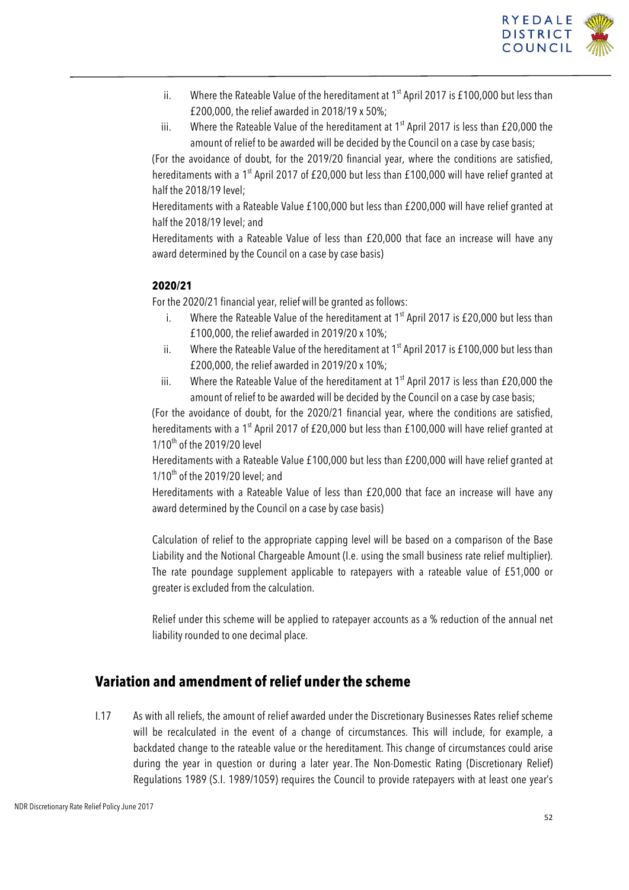ii. Where the Rateable Value of the hereditament at 1st April 2017 is £100,000 but less than £200,000, the relief awarded in 2018/19 x 50%;

iii. Where the Rateable Value of the hereditament at 1st April 2017 is less than £20,000 the amount of relief to be awarded will be decided by the Council on a case by case basis;

(For the avoidance of doubt, for the 2019/20 financial year, where the conditions are satisfied, hereditaments with a 1st April 2017 of £20,000 but less than £100,000 will have relief granted at half the 2018/19 level;

Hereditaments with a Rateable Value £100,000 but less than £200,000 will have relief granted at half the 2018/19 level; and

Hereditaments with a Rateable Value of less than £20,000 that face an increase will have any award determined by the Council on a case by case basis)

**2020/21**

For the 2020/21 financial year, relief will be granted as follows:

i. Where the Rateable Value of the hereditament at 1st April 2017 is £20,000 but less than £100,000, the relief awarded in 2019/20 x 10%;

ii. Where the Rateable Value of the hereditament at 1st April 2017 is £100,000 but less than £200,000, the relief awarded in 2019/20 x 10%;

iii. Where the Rateable Value of the hereditament at 1st April 2017 is less than £20,000 the amount of relief to be awarded will be decided by the Council on a case by case basis;

(For the avoidance of doubt, for the 2020/21 financial year, where the conditions are satisfied, hereditaments with a 1st April 2017 of £20,000 but less than £100,000 will have relief granted at 1/10th of the 2019/20 level

Hereditaments with a Rateable Value £100,000 but less than £200,000 will have relief granted at 1/10th of the 2019/20 level; and

Hereditaments with a Rateable Value of less than £20,000 that face an increase will have any award determined by the Council on a case by case basis)

Calculation of relief to the appropriate capping level will be based on a comparison of the Base Liability and the Notional Chargeable Amount (I.e. using the small business rate relief multiplier). The rate poundage supplement applicable to ratepayers with a rateable value of £51,000 or greater is excluded from the calculation.

Relief under this scheme will be applied to ratepayer accounts as a % reduction of the annual net liability rounded to one decimal place.

## Variation and amendment of relief under the scheme

I.17 As with all reliefs, the amount of relief awarded under the Discretionary Businesses Rates relief scheme will be recalculated in the event of a change of circumstances. This will include, for example, a backdated change to the rateable value or the hereditament. This change of circumstances could arise during the year in question or during a later year. The Non-Domestic Rating (Discretionary Relief) Regulations 1989 (S.I. 1989/1059) requires the Council to provide ratepayers with at least one year's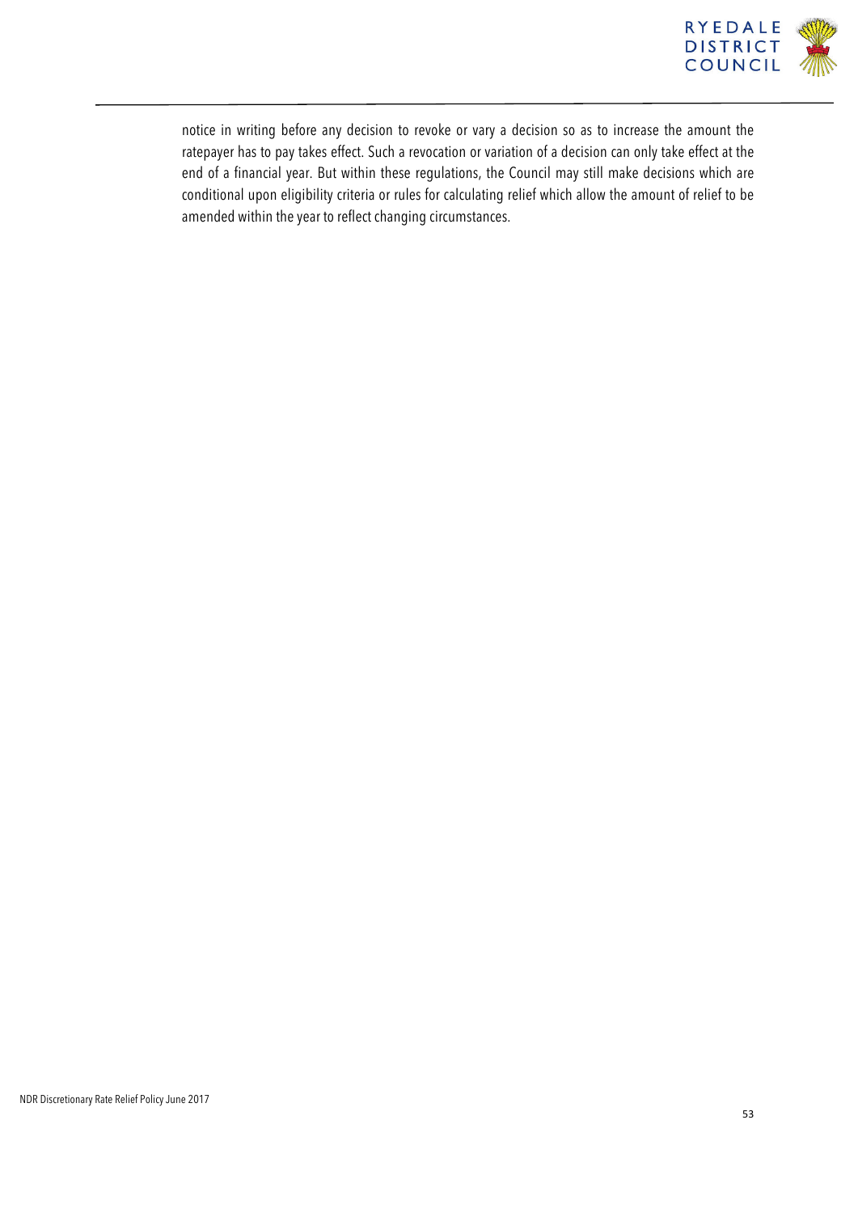notice in writing before any decision to revoke or vary a decision so as to increase the amount the ratepayer has to pay takes effect. Such a revocation or variation of a decision can only take effect at the end of a financial year. But within these regulations, the Council may still make decisions which are conditional upon eligibility criteria or rules for calculating relief which allow the amount of relief to be amended within the year to reflect changing circumstances.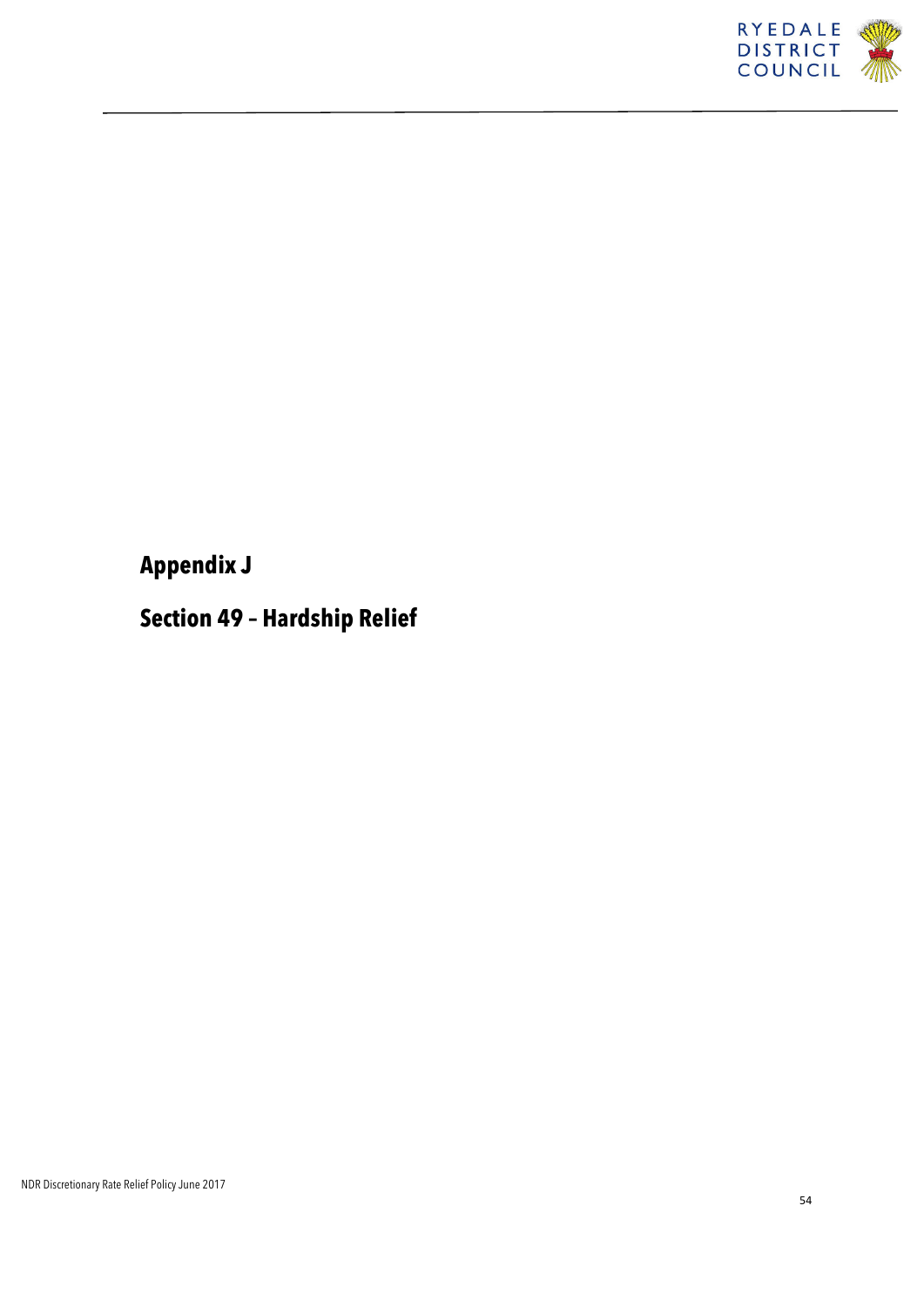# Appendix J

## Section 49 – Hardship Relief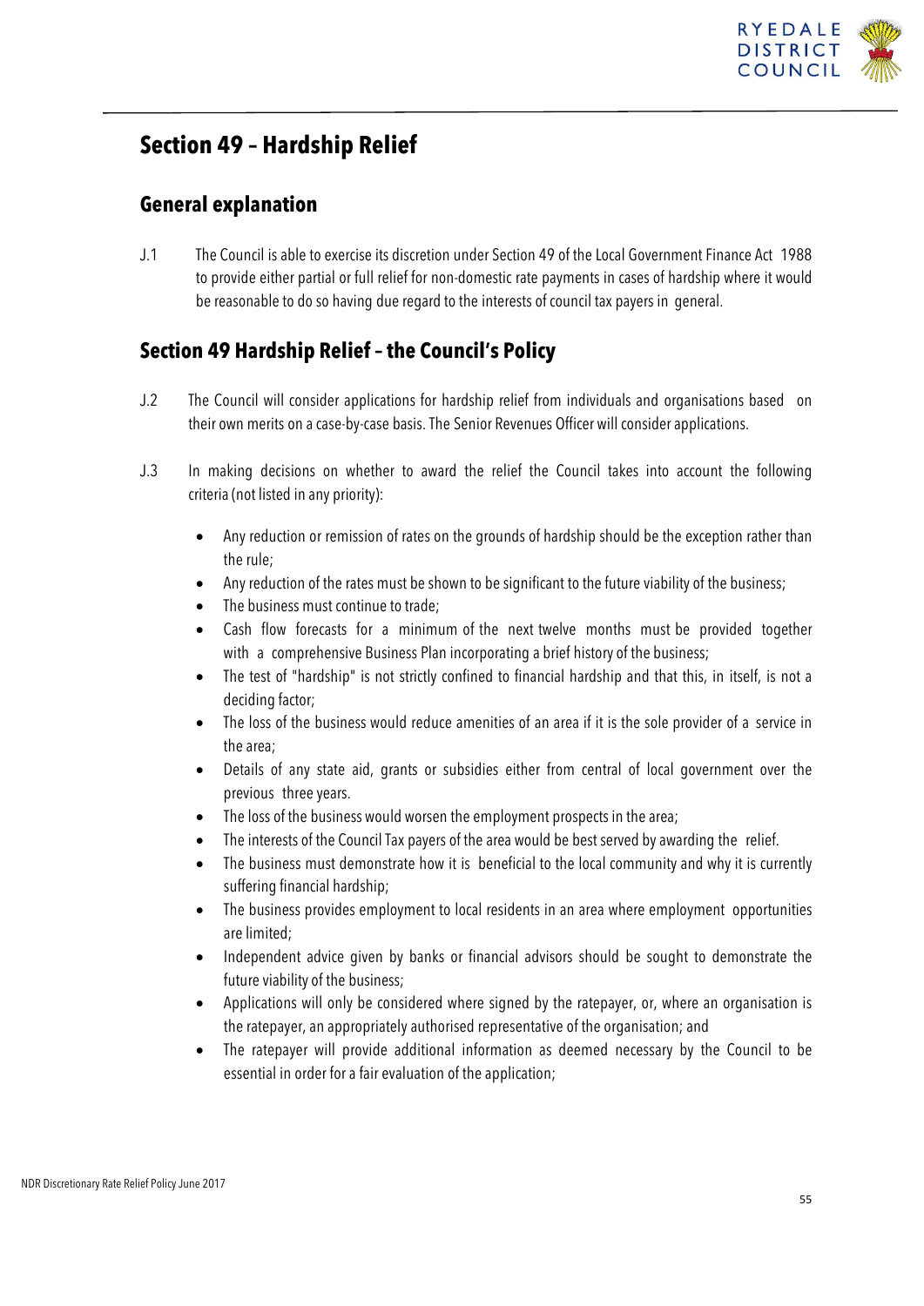# Section 49 – Hardship Relief

## General explanation

J.1 The Council is able to exercise its discretion under Section 49 of the Local Government Finance Act 1988 to provide either partial or full relief for non-domestic rate payments in cases of hardship where it would be reasonable to do so having due regard to the interests of council tax payers in general.

## Section 49 Hardship Relief – the Council's Policy

J.2 The Council will consider applications for hardship relief from individuals and organisations based on their own merits on a case-by-case basis. The Senior Revenues Officer will consider applications.

J.3 In making decisions on whether to award the relief the Council takes into account the following criteria (not listed in any priority):

- Any reduction or remission of rates on the grounds of hardship should be the exception rather than the rule;
- Any reduction of the rates must be shown to be significant to the future viability of the business;
- The business must continue to trade;
- Cash flow forecasts for a minimum of the next twelve months must be provided together with a comprehensive Business Plan incorporating a brief history of the business;
- The test of "hardship" is not strictly confined to financial hardship and that this, in itself, is not a deciding factor;
- The loss of the business would reduce amenities of an area if it is the sole provider of a service in the area;
- Details of any state aid, grants or subsidies either from central of local government over the previous three years.
- The loss of the business would worsen the employment prospects in the area;
- The interests of the Council Tax payers of the area would be best served by awarding the relief.
- The business must demonstrate how it is beneficial to the local community and why it is currently suffering financial hardship;
- The business provides employment to local residents in an area where employment opportunities are limited;
- Independent advice given by banks or financial advisors should be sought to demonstrate the future viability of the business;
- Applications will only be considered where signed by the ratepayer, or, where an organisation is the ratepayer, an appropriately authorised representative of the organisation; and
- The ratepayer will provide additional information as deemed necessary by the Council to be essential in order for a fair evaluation of the application;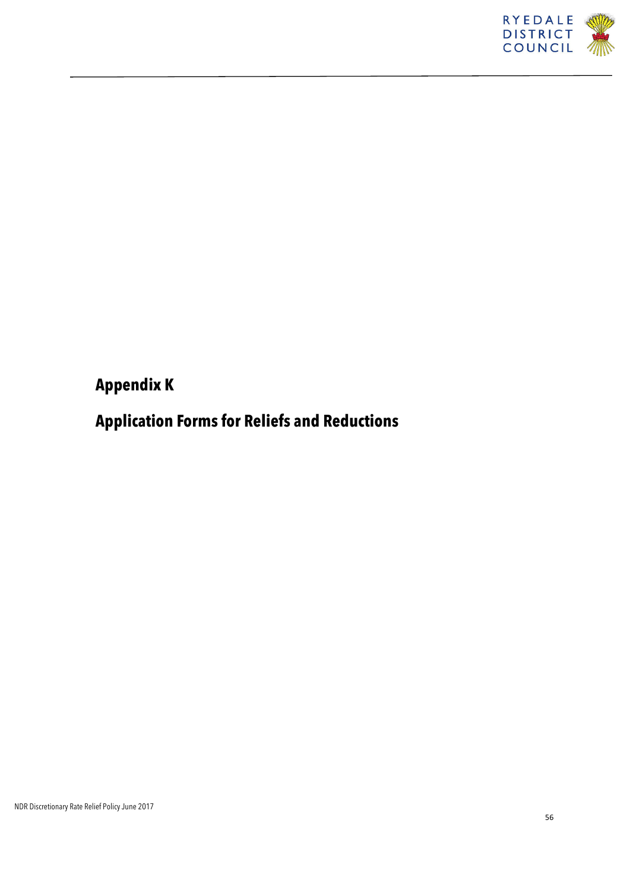# Appendix K

# Application Forms for Reliefs and Reductions